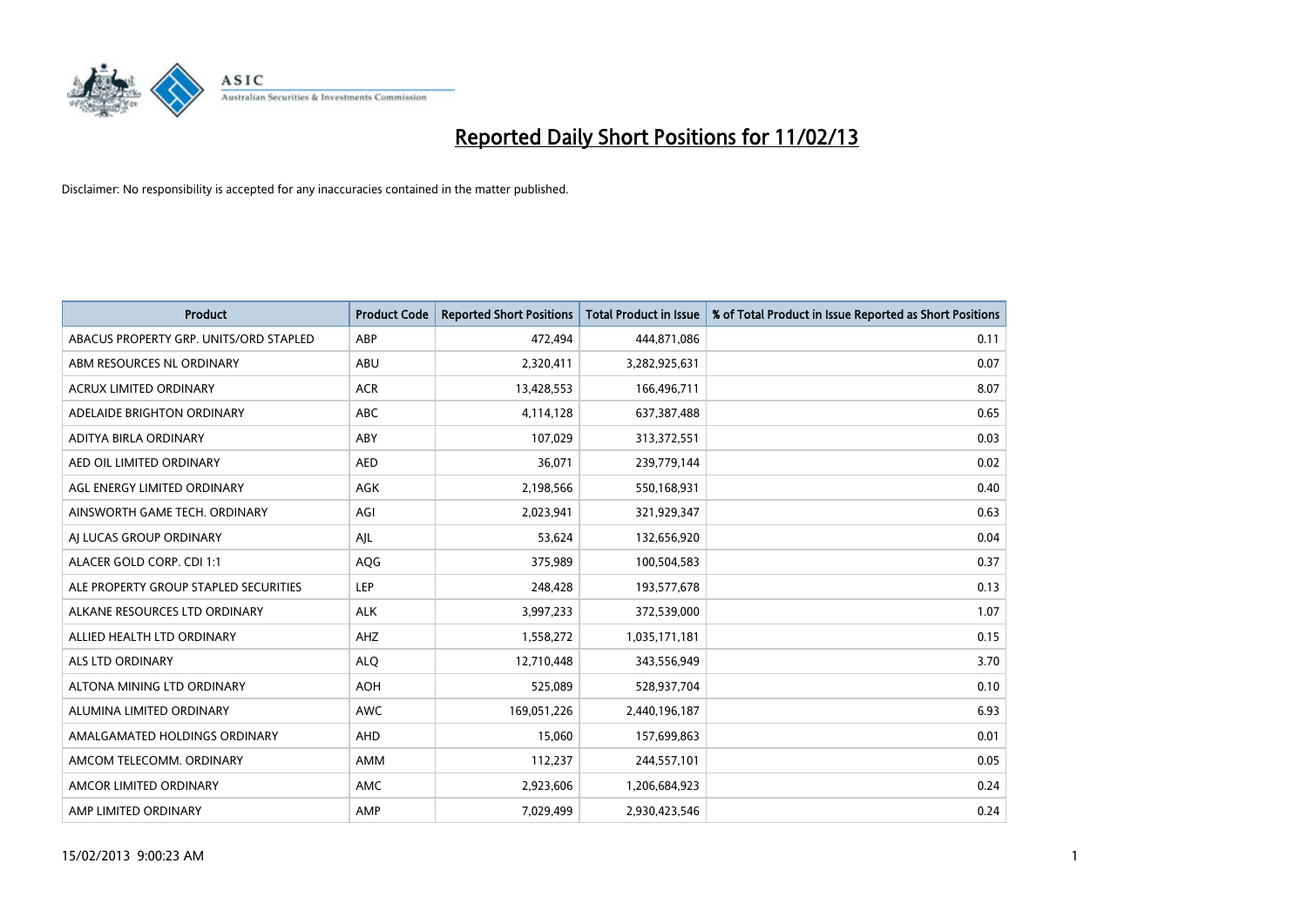# Reported Daily Short Positions for 11/02/13

Disclaimer: No responsibility is accepted for any inaccuracies contained in the matter published.

| Product | Product Code | Reported Short Positions | Total Product in Issue | % of Total Product in Issue Reported as Short Positions |
|---|---|---|---|---|
| ABACUS PROPERTY GRP. UNITS/ORD STAPLED | ABP | 472,494 | 444,871,086 | 0.11 |
| ABM RESOURCES NL ORDINARY | ABU | 2,320,411 | 3,282,925,631 | 0.07 |
| ACRUX LIMITED ORDINARY | ACR | 13,428,553 | 166,496,711 | 8.07 |
| ADELAIDE BRIGHTON ORDINARY | ABC | 4,114,128 | 637,387,488 | 0.65 |
| ADITYA BIRLA ORDINARY | ABY | 107,029 | 313,372,551 | 0.03 |
| AED OIL LIMITED ORDINARY | AED | 36,071 | 239,779,144 | 0.02 |
| AGL ENERGY LIMITED ORDINARY | AGK | 2,198,566 | 550,168,931 | 0.40 |
| AINSWORTH GAME TECH. ORDINARY | AGI | 2,023,941 | 321,929,347 | 0.63 |
| AJ LUCAS GROUP ORDINARY | AJL | 53,624 | 132,656,920 | 0.04 |
| ALACER GOLD CORP. CDI 1:1 | AQG | 375,989 | 100,504,583 | 0.37 |
| ALE PROPERTY GROUP STAPLED SECURITIES | LEP | 248,428 | 193,577,678 | 0.13 |
| ALKANE RESOURCES LTD ORDINARY | ALK | 3,997,233 | 372,539,000 | 1.07 |
| ALLIED HEALTH LTD ORDINARY | AHZ | 1,558,272 | 1,035,171,181 | 0.15 |
| ALS LTD ORDINARY | ALQ | 12,710,448 | 343,556,949 | 3.70 |
| ALTONA MINING LTD ORDINARY | AOH | 525,089 | 528,937,704 | 0.10 |
| ALUMINA LIMITED ORDINARY | AWC | 169,051,226 | 2,440,196,187 | 6.93 |
| AMALGAMATED HOLDINGS ORDINARY | AHD | 15,060 | 157,699,863 | 0.01 |
| AMCOM TELECOMM. ORDINARY | AMM | 112,237 | 244,557,101 | 0.05 |
| AMCOR LIMITED ORDINARY | AMC | 2,923,606 | 1,206,684,923 | 0.24 |
| AMP LIMITED ORDINARY | AMP | 7,029,499 | 2,930,423,546 | 0.24 |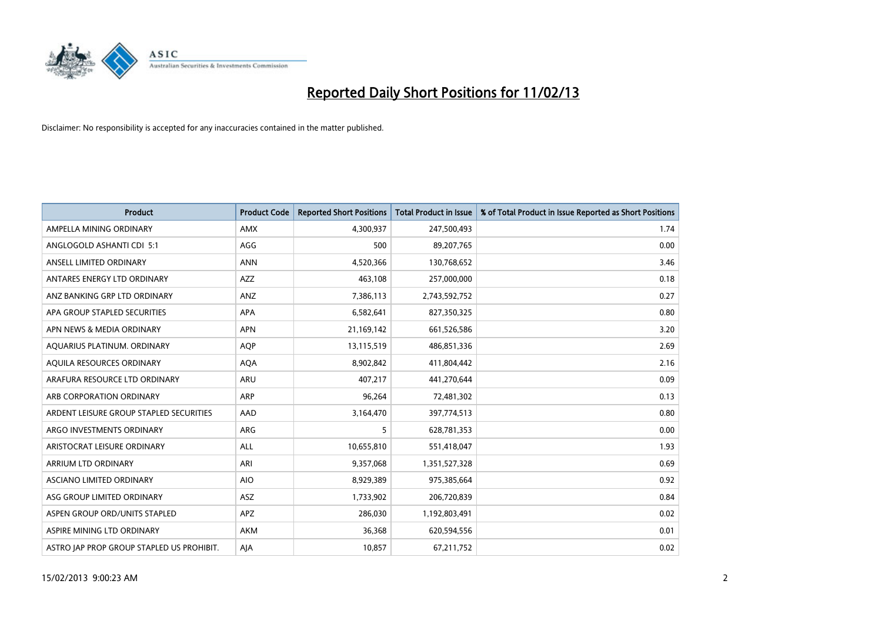# Reported Daily Short Positions for 11/02/13

Disclaimer: No responsibility is accepted for any inaccuracies contained in the matter published.

| Product | Product Code | Reported Short Positions | Total Product in Issue | % of Total Product in Issue Reported as Short Positions |
|---|---|---|---|---|
| AMPELLA MINING ORDINARY | AMX | 4,300,937 | 247,500,493 | 1.74 |
| ANGLOGOLD ASHANTI CDI 5:1 | AGG | 500 | 89,207,765 | 0.00 |
| ANSELL LIMITED ORDINARY | ANN | 4,520,366 | 130,768,652 | 3.46 |
| ANTARES ENERGY LTD ORDINARY | AZZ | 463,108 | 257,000,000 | 0.18 |
| ANZ BANKING GRP LTD ORDINARY | ANZ | 7,386,113 | 2,743,592,752 | 0.27 |
| APA GROUP STAPLED SECURITIES | APA | 6,582,641 | 827,350,325 | 0.80 |
| APN NEWS & MEDIA ORDINARY | APN | 21,169,142 | 661,526,586 | 3.20 |
| AQUARIUS PLATINUM. ORDINARY | AQP | 13,115,519 | 486,851,336 | 2.69 |
| AQUILA RESOURCES ORDINARY | AQA | 8,902,842 | 411,804,442 | 2.16 |
| ARAFURA RESOURCE LTD ORDINARY | ARU | 407,217 | 441,270,644 | 0.09 |
| ARB CORPORATION ORDINARY | ARP | 96,264 | 72,481,302 | 0.13 |
| ARDENT LEISURE GROUP STAPLED SECURITIES | AAD | 3,164,470 | 397,774,513 | 0.80 |
| ARGO INVESTMENTS ORDINARY | ARG | 5 | 628,781,353 | 0.00 |
| ARISTOCRAT LEISURE ORDINARY | ALL | 10,655,810 | 551,418,047 | 1.93 |
| ARRIUM LTD ORDINARY | ARI | 9,357,068 | 1,351,527,328 | 0.69 |
| ASCIANO LIMITED ORDINARY | AIO | 8,929,389 | 975,385,664 | 0.92 |
| ASG GROUP LIMITED ORDINARY | ASZ | 1,733,902 | 206,720,839 | 0.84 |
| ASPEN GROUP ORD/UNITS STAPLED | APZ | 286,030 | 1,192,803,491 | 0.02 |
| ASPIRE MINING LTD ORDINARY | AKM | 36,368 | 620,594,556 | 0.01 |
| ASTRO JAP PROP GROUP STAPLED US PROHIBIT. | AJA | 10,857 | 67,211,752 | 0.02 |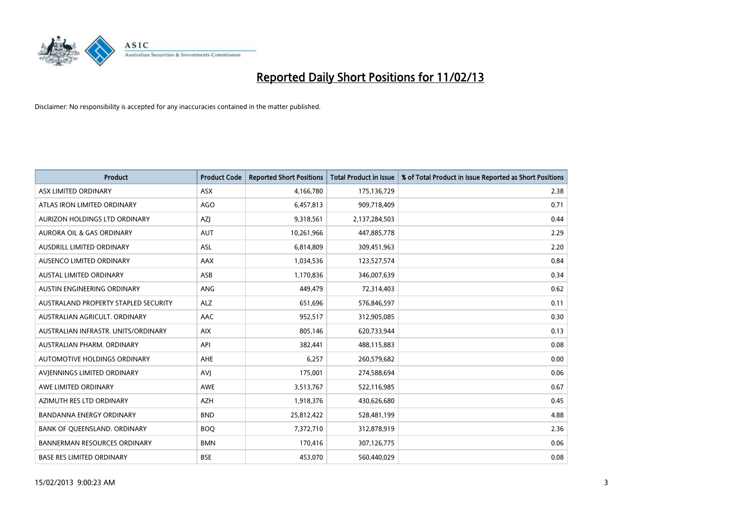# Reported Daily Short Positions for 11/02/13

Disclaimer: No responsibility is accepted for any inaccuracies contained in the matter published.

| Product | Product Code | Reported Short Positions | Total Product in Issue | % of Total Product in Issue Reported as Short Positions |
|---|---|---|---|---|
| ASX LIMITED ORDINARY | ASX | 4,166,780 | 175,136,729 | 2.38 |
| ATLAS IRON LIMITED ORDINARY | AGO | 6,457,813 | 909,718,409 | 0.71 |
| AURIZON HOLDINGS LTD ORDINARY | AZJ | 9,318,561 | 2,137,284,503 | 0.44 |
| AURORA OIL & GAS ORDINARY | AUT | 10,261,966 | 447,885,778 | 2.29 |
| AUSDRILL LIMITED ORDINARY | ASL | 6,814,809 | 309,451,963 | 2.20 |
| AUSENCO LIMITED ORDINARY | AAX | 1,034,536 | 123,527,574 | 0.84 |
| AUSTAL LIMITED ORDINARY | ASB | 1,170,836 | 346,007,639 | 0.34 |
| AUSTIN ENGINEERING ORDINARY | ANG | 449,479 | 72,314,403 | 0.62 |
| AUSTRALAND PROPERTY STAPLED SECURITY | ALZ | 651,696 | 576,846,597 | 0.11 |
| AUSTRALIAN AGRICULT. ORDINARY | AAC | 952,517 | 312,905,085 | 0.30 |
| AUSTRALIAN INFRASTR. UNITS/ORDINARY | AIX | 805,146 | 620,733,944 | 0.13 |
| AUSTRALIAN PHARM. ORDINARY | API | 382,441 | 488,115,883 | 0.08 |
| AUTOMOTIVE HOLDINGS ORDINARY | AHE | 6,257 | 260,579,682 | 0.00 |
| AVJENNINGS LIMITED ORDINARY | AVJ | 175,001 | 274,588,694 | 0.06 |
| AWE LIMITED ORDINARY | AWE | 3,513,767 | 522,116,985 | 0.67 |
| AZIMUTH RES LTD ORDINARY | AZH | 1,918,376 | 430,626,680 | 0.45 |
| BANDANNA ENERGY ORDINARY | BND | 25,812,422 | 528,481,199 | 4.88 |
| BANK OF QUEENSLAND. ORDINARY | BOQ | 7,372,710 | 312,878,919 | 2.36 |
| BANNERMAN RESOURCES ORDINARY | BMN | 170,416 | 307,126,775 | 0.06 |
| BASE RES LIMITED ORDINARY | BSE | 453,070 | 560,440,029 | 0.08 |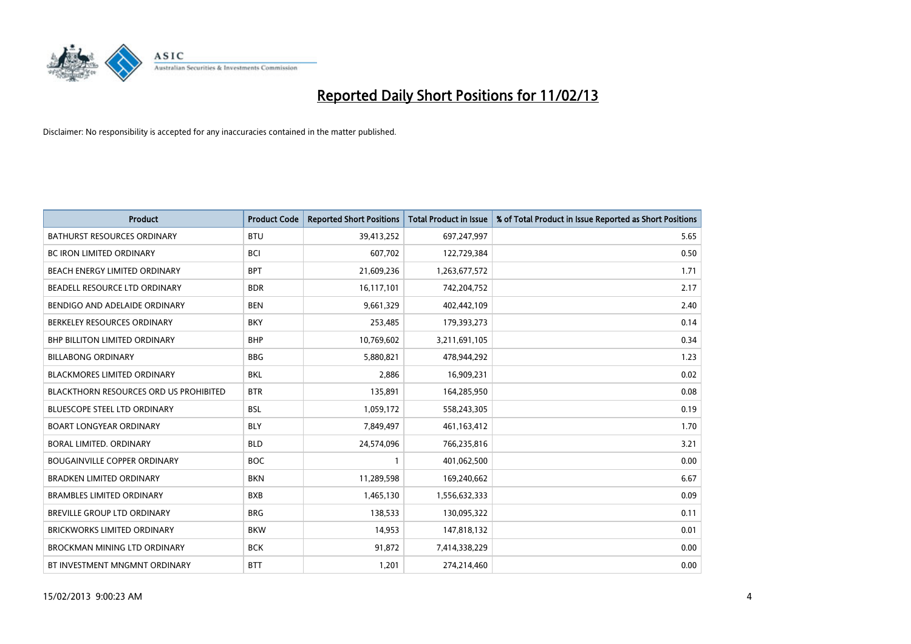# Reported Daily Short Positions for 11/02/13

Disclaimer: No responsibility is accepted for any inaccuracies contained in the matter published.

| Product | Product Code | Reported Short Positions | Total Product in Issue | % of Total Product in Issue Reported as Short Positions |
|---|---|---|---|---|
| BATHURST RESOURCES ORDINARY | BTU | 39,413,252 | 697,247,997 | 5.65 |
| BC IRON LIMITED ORDINARY | BCI | 607,702 | 122,729,384 | 0.50 |
| BEACH ENERGY LIMITED ORDINARY | BPT | 21,609,236 | 1,263,677,572 | 1.71 |
| BEADELL RESOURCE LTD ORDINARY | BDR | 16,117,101 | 742,204,752 | 2.17 |
| BENDIGO AND ADELAIDE ORDINARY | BEN | 9,661,329 | 402,442,109 | 2.40 |
| BERKELEY RESOURCES ORDINARY | BKY | 253,485 | 179,393,273 | 0.14 |
| BHP BILLITON LIMITED ORDINARY | BHP | 10,769,602 | 3,211,691,105 | 0.34 |
| BILLABONG ORDINARY | BBG | 5,880,821 | 478,944,292 | 1.23 |
| BLACKMORES LIMITED ORDINARY | BKL | 2,886 | 16,909,231 | 0.02 |
| BLACKTHORN RESOURCES ORD US PROHIBITED | BTR | 135,891 | 164,285,950 | 0.08 |
| BLUESCOPE STEEL LTD ORDINARY | BSL | 1,059,172 | 558,243,305 | 0.19 |
| BOART LONGYEAR ORDINARY | BLY | 7,849,497 | 461,163,412 | 1.70 |
| BORAL LIMITED. ORDINARY | BLD | 24,574,096 | 766,235,816 | 3.21 |
| BOUGAINVILLE COPPER ORDINARY | BOC | 1 | 401,062,500 | 0.00 |
| BRADKEN LIMITED ORDINARY | BKN | 11,289,598 | 169,240,662 | 6.67 |
| BRAMBLES LIMITED ORDINARY | BXB | 1,465,130 | 1,556,632,333 | 0.09 |
| BREVILLE GROUP LTD ORDINARY | BRG | 138,533 | 130,095,322 | 0.11 |
| BRICKWORKS LIMITED ORDINARY | BKW | 14,953 | 147,818,132 | 0.01 |
| BROCKMAN MINING LTD ORDINARY | BCK | 91,872 | 7,414,338,229 | 0.00 |
| BT INVESTMENT MNGMNT ORDINARY | BTT | 1,201 | 274,214,460 | 0.00 |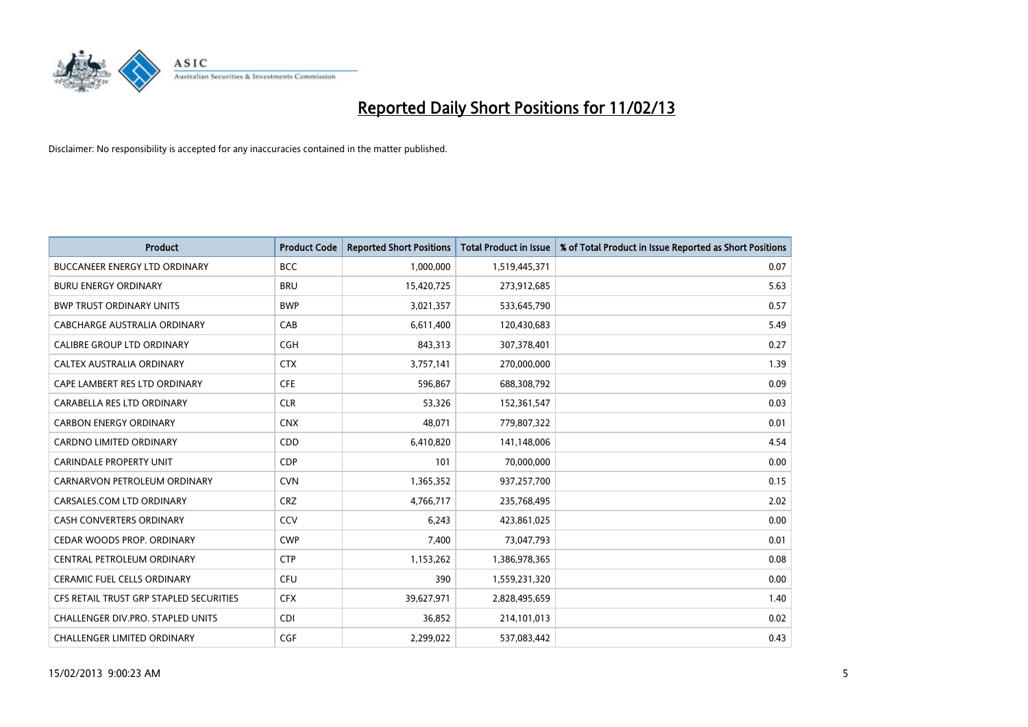# Reported Daily Short Positions for 11/02/13

Disclaimer: No responsibility is accepted for any inaccuracies contained in the matter published.

| Product | Product Code | Reported Short Positions | Total Product in Issue | % of Total Product in Issue Reported as Short Positions |
|---|---|---|---|---|
| BUCCANEER ENERGY LTD ORDINARY | BCC | 1,000,000 | 1,519,445,371 | 0.07 |
| BURU ENERGY ORDINARY | BRU | 15,420,725 | 273,912,685 | 5.63 |
| BWP TRUST ORDINARY UNITS | BWP | 3,021,357 | 533,645,790 | 0.57 |
| CABCHARGE AUSTRALIA ORDINARY | CAB | 6,611,400 | 120,430,683 | 5.49 |
| CALIBRE GROUP LTD ORDINARY | CGH | 843,313 | 307,378,401 | 0.27 |
| CALTEX AUSTRALIA ORDINARY | CTX | 3,757,141 | 270,000,000 | 1.39 |
| CAPE LAMBERT RES LTD ORDINARY | CFE | 596,867 | 688,308,792 | 0.09 |
| CARABELLA RES LTD ORDINARY | CLR | 53,326 | 152,361,547 | 0.03 |
| CARBON ENERGY ORDINARY | CNX | 48,071 | 779,807,322 | 0.01 |
| CARDNO LIMITED ORDINARY | CDD | 6,410,820 | 141,148,006 | 4.54 |
| CARINDALE PROPERTY UNIT | CDP | 101 | 70,000,000 | 0.00 |
| CARNARVON PETROLEUM ORDINARY | CVN | 1,365,352 | 937,257,700 | 0.15 |
| CARSALES.COM LTD ORDINARY | CRZ | 4,766,717 | 235,768,495 | 2.02 |
| CASH CONVERTERS ORDINARY | CCV | 6,243 | 423,861,025 | 0.00 |
| CEDAR WOODS PROP. ORDINARY | CWP | 7,400 | 73,047,793 | 0.01 |
| CENTRAL PETROLEUM ORDINARY | CTP | 1,153,262 | 1,386,978,365 | 0.08 |
| CERAMIC FUEL CELLS ORDINARY | CFU | 390 | 1,559,231,320 | 0.00 |
| CFS RETAIL TRUST GRP STAPLED SECURITIES | CFX | 39,627,971 | 2,828,495,659 | 1.40 |
| CHALLENGER DIV.PRO. STAPLED UNITS | CDI | 36,852 | 214,101,013 | 0.02 |
| CHALLENGER LIMITED ORDINARY | CGF | 2,299,022 | 537,083,442 | 0.43 |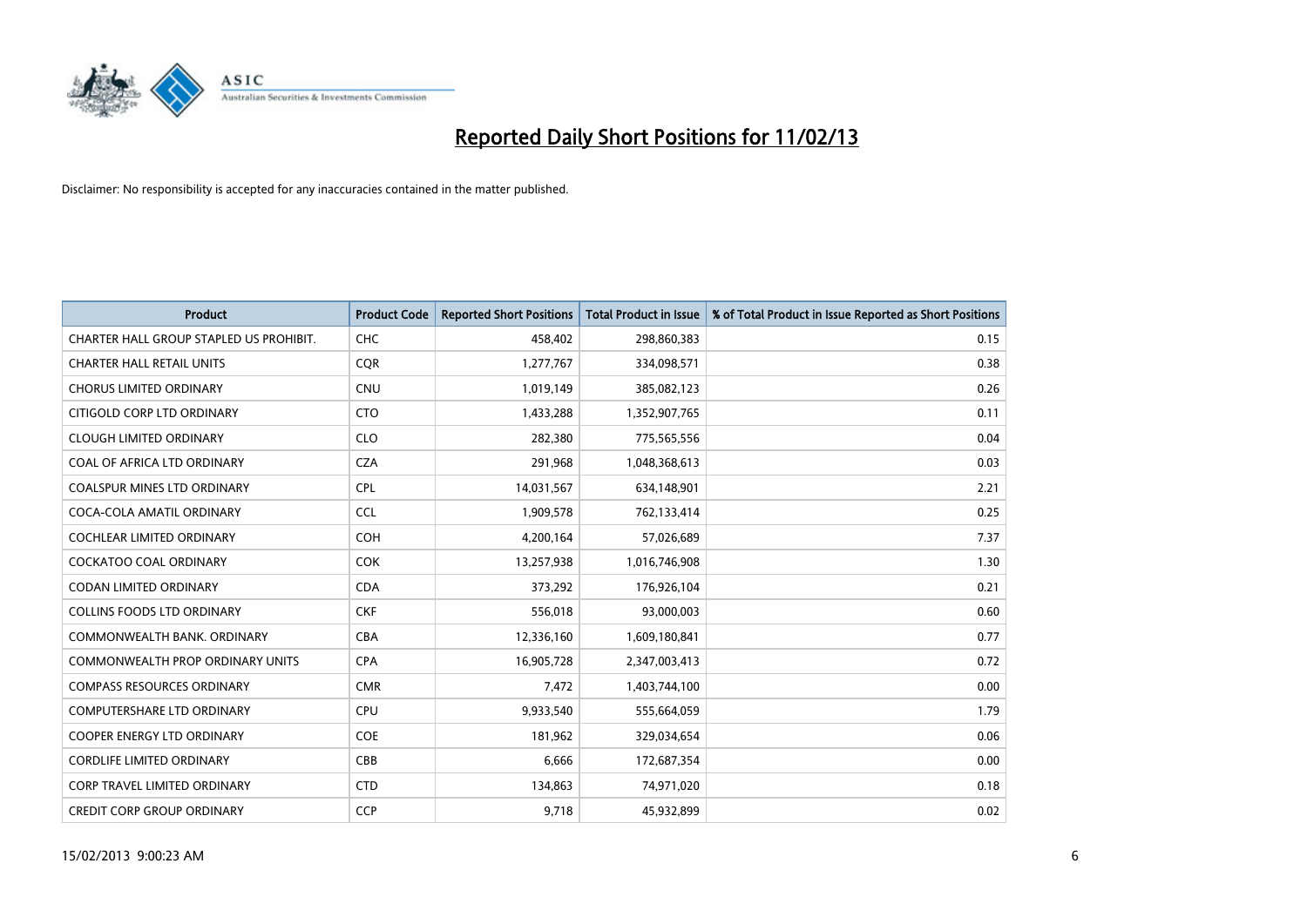# Reported Daily Short Positions for 11/02/13

Disclaimer: No responsibility is accepted for any inaccuracies contained in the matter published.

| Product | Product Code | Reported Short Positions | Total Product in Issue | % of Total Product in Issue Reported as Short Positions |
|---|---|---|---|---|
| CHARTER HALL GROUP STAPLED US PROHIBIT. | CHC | 458,402 | 298,860,383 | 0.15 |
| CHARTER HALL RETAIL UNITS | CQR | 1,277,767 | 334,098,571 | 0.38 |
| CHORUS LIMITED ORDINARY | CNU | 1,019,149 | 385,082,123 | 0.26 |
| CITIGOLD CORP LTD ORDINARY | CTO | 1,433,288 | 1,352,907,765 | 0.11 |
| CLOUGH LIMITED ORDINARY | CLO | 282,380 | 775,565,556 | 0.04 |
| COAL OF AFRICA LTD ORDINARY | CZA | 291,968 | 1,048,368,613 | 0.03 |
| COALSPUR MINES LTD ORDINARY | CPL | 14,031,567 | 634,148,901 | 2.21 |
| COCA-COLA AMATIL ORDINARY | CCL | 1,909,578 | 762,133,414 | 0.25 |
| COCHLEAR LIMITED ORDINARY | COH | 4,200,164 | 57,026,689 | 7.37 |
| COCKATOO COAL ORDINARY | COK | 13,257,938 | 1,016,746,908 | 1.30 |
| CODAN LIMITED ORDINARY | CDA | 373,292 | 176,926,104 | 0.21 |
| COLLINS FOODS LTD ORDINARY | CKF | 556,018 | 93,000,003 | 0.60 |
| COMMONWEALTH BANK. ORDINARY | CBA | 12,336,160 | 1,609,180,841 | 0.77 |
| COMMONWEALTH PROP ORDINARY UNITS | CPA | 16,905,728 | 2,347,003,413 | 0.72 |
| COMPASS RESOURCES ORDINARY | CMR | 7,472 | 1,403,744,100 | 0.00 |
| COMPUTERSHARE LTD ORDINARY | CPU | 9,933,540 | 555,664,059 | 1.79 |
| COOPER ENERGY LTD ORDINARY | COE | 181,962 | 329,034,654 | 0.06 |
| CORDLIFE LIMITED ORDINARY | CBB | 6,666 | 172,687,354 | 0.00 |
| CORP TRAVEL LIMITED ORDINARY | CTD | 134,863 | 74,971,020 | 0.18 |
| CREDIT CORP GROUP ORDINARY | CCP | 9,718 | 45,932,899 | 0.02 |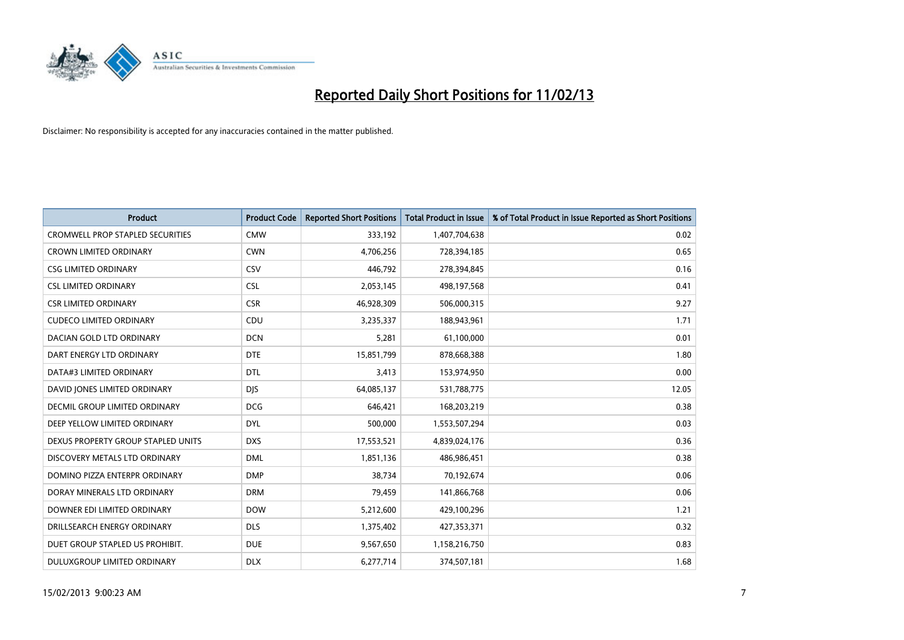# Reported Daily Short Positions for 11/02/13

Disclaimer: No responsibility is accepted for any inaccuracies contained in the matter published.

| Product | Product Code | Reported Short Positions | Total Product in Issue | % of Total Product in Issue Reported as Short Positions |
|---|---|---|---|---|
| CROMWELL PROP STAPLED SECURITIES | CMW | 333,192 | 1,407,704,638 | 0.02 |
| CROWN LIMITED ORDINARY | CWN | 4,706,256 | 728,394,185 | 0.65 |
| CSG LIMITED ORDINARY | CSV | 446,792 | 278,394,845 | 0.16 |
| CSL LIMITED ORDINARY | CSL | 2,053,145 | 498,197,568 | 0.41 |
| CSR LIMITED ORDINARY | CSR | 46,928,309 | 506,000,315 | 9.27 |
| CUDECO LIMITED ORDINARY | CDU | 3,235,337 | 188,943,961 | 1.71 |
| DACIAN GOLD LTD ORDINARY | DCN | 5,281 | 61,100,000 | 0.01 |
| DART ENERGY LTD ORDINARY | DTE | 15,851,799 | 878,668,388 | 1.80 |
| DATA#3 LIMITED ORDINARY | DTL | 3,413 | 153,974,950 | 0.00 |
| DAVID JONES LIMITED ORDINARY | DJS | 64,085,137 | 531,788,775 | 12.05 |
| DECMIL GROUP LIMITED ORDINARY | DCG | 646,421 | 168,203,219 | 0.38 |
| DEEP YELLOW LIMITED ORDINARY | DYL | 500,000 | 1,553,507,294 | 0.03 |
| DEXUS PROPERTY GROUP STAPLED UNITS | DXS | 17,553,521 | 4,839,024,176 | 0.36 |
| DISCOVERY METALS LTD ORDINARY | DML | 1,851,136 | 486,986,451 | 0.38 |
| DOMINO PIZZA ENTERPR ORDINARY | DMP | 38,734 | 70,192,674 | 0.06 |
| DORAY MINERALS LTD ORDINARY | DRM | 79,459 | 141,866,768 | 0.06 |
| DOWNER EDI LIMITED ORDINARY | DOW | 5,212,600 | 429,100,296 | 1.21 |
| DRILLSEARCH ENERGY ORDINARY | DLS | 1,375,402 | 427,353,371 | 0.32 |
| DUET GROUP STAPLED US PROHIBIT. | DUE | 9,567,650 | 1,158,216,750 | 0.83 |
| DULUXGROUP LIMITED ORDINARY | DLX | 6,277,714 | 374,507,181 | 1.68 |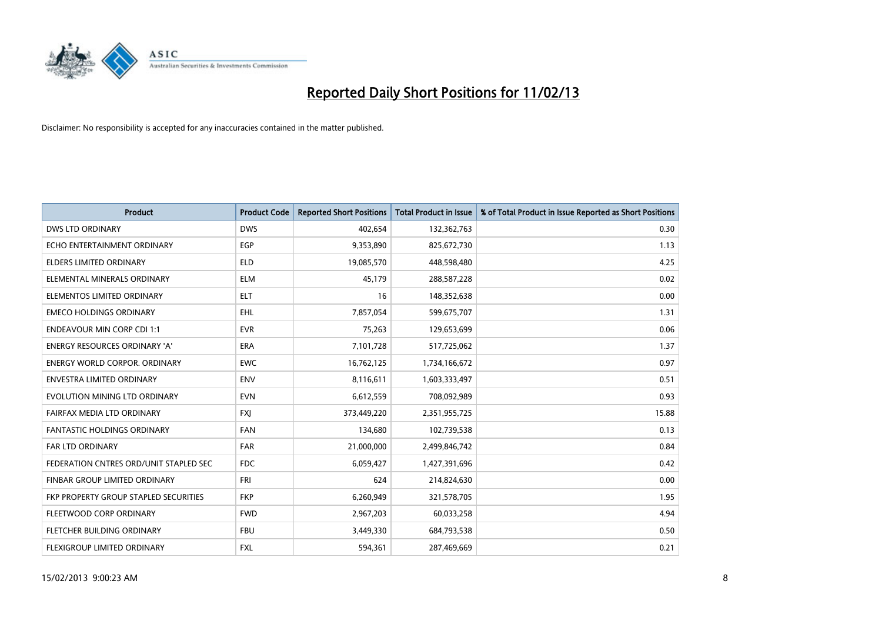# Reported Daily Short Positions for 11/02/13

Disclaimer: No responsibility is accepted for any inaccuracies contained in the matter published.

| Product | Product Code | Reported Short Positions | Total Product in Issue | % of Total Product in Issue Reported as Short Positions |
|---|---|---|---|---|
| DWS LTD ORDINARY | DWS | 402,654 | 132,362,763 | 0.30 |
| ECHO ENTERTAINMENT ORDINARY | EGP | 9,353,890 | 825,672,730 | 1.13 |
| ELDERS LIMITED ORDINARY | ELD | 19,085,570 | 448,598,480 | 4.25 |
| ELEMENTAL MINERALS ORDINARY | ELM | 45,179 | 288,587,228 | 0.02 |
| ELEMENTOS LIMITED ORDINARY | ELT | 16 | 148,352,638 | 0.00 |
| EMECO HOLDINGS ORDINARY | EHL | 7,857,054 | 599,675,707 | 1.31 |
| ENDEAVOUR MIN CORP CDI 1:1 | EVR | 75,263 | 129,653,699 | 0.06 |
| ENERGY RESOURCES ORDINARY 'A' | ERA | 7,101,728 | 517,725,062 | 1.37 |
| ENERGY WORLD CORPOR. ORDINARY | EWC | 16,762,125 | 1,734,166,672 | 0.97 |
| ENVESTRA LIMITED ORDINARY | ENV | 8,116,611 | 1,603,333,497 | 0.51 |
| EVOLUTION MINING LTD ORDINARY | EVN | 6,612,559 | 708,092,989 | 0.93 |
| FAIRFAX MEDIA LTD ORDINARY | FXJ | 373,449,220 | 2,351,955,725 | 15.88 |
| FANTASTIC HOLDINGS ORDINARY | FAN | 134,680 | 102,739,538 | 0.13 |
| FAR LTD ORDINARY | FAR | 21,000,000 | 2,499,846,742 | 0.84 |
| FEDERATION CNTRES ORD/UNIT STAPLED SEC | FDC | 6,059,427 | 1,427,391,696 | 0.42 |
| FINBAR GROUP LIMITED ORDINARY | FRI | 624 | 214,824,630 | 0.00 |
| FKP PROPERTY GROUP STAPLED SECURITIES | FKP | 6,260,949 | 321,578,705 | 1.95 |
| FLEETWOOD CORP ORDINARY | FWD | 2,967,203 | 60,033,258 | 4.94 |
| FLETCHER BUILDING ORDINARY | FBU | 3,449,330 | 684,793,538 | 0.50 |
| FLEXIGROUP LIMITED ORDINARY | FXL | 594,361 | 287,469,669 | 0.21 |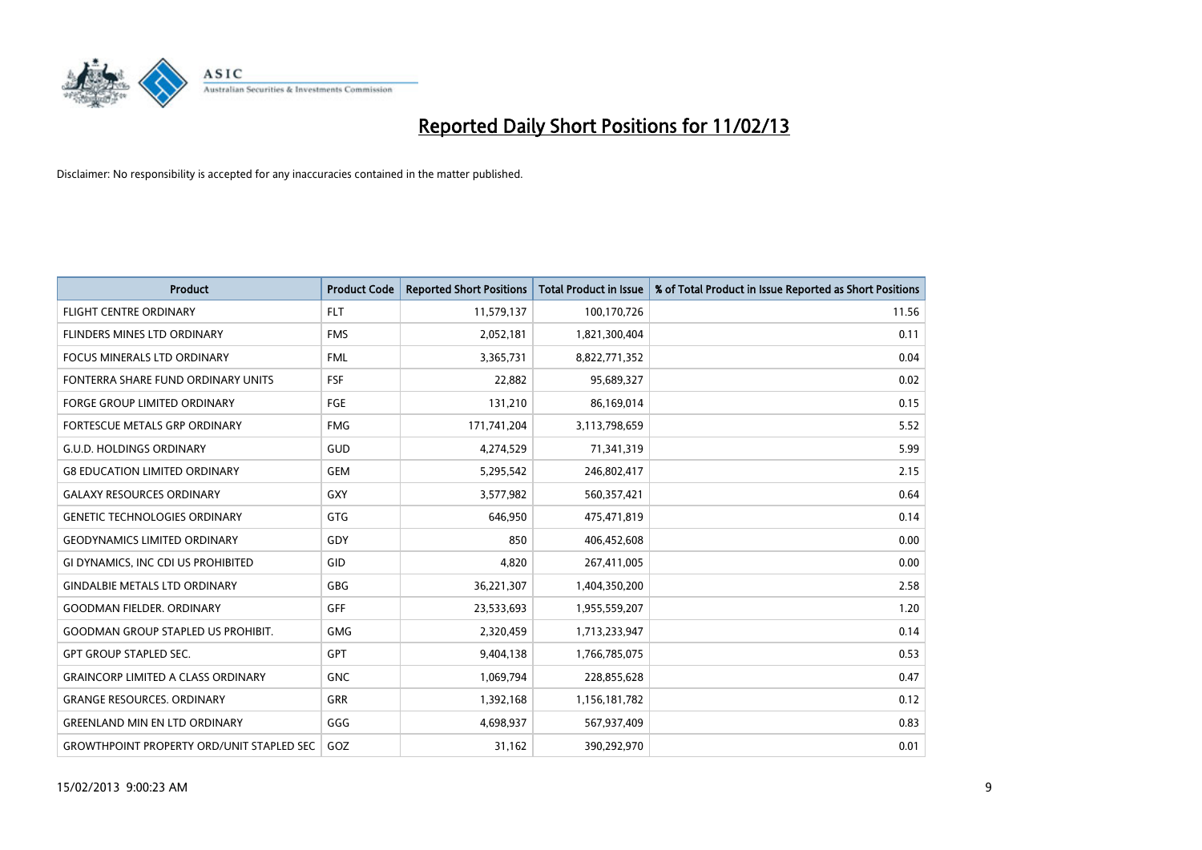# Reported Daily Short Positions for 11/02/13

Disclaimer: No responsibility is accepted for any inaccuracies contained in the matter published.

| Product | Product Code | Reported Short Positions | Total Product in Issue | % of Total Product in Issue Reported as Short Positions |
|---|---|---|---|---|
| FLIGHT CENTRE ORDINARY | FLT | 11,579,137 | 100,170,726 | 11.56 |
| FLINDERS MINES LTD ORDINARY | FMS | 2,052,181 | 1,821,300,404 | 0.11 |
| FOCUS MINERALS LTD ORDINARY | FML | 3,365,731 | 8,822,771,352 | 0.04 |
| FONTERRA SHARE FUND ORDINARY UNITS | FSF | 22,882 | 95,689,327 | 0.02 |
| FORGE GROUP LIMITED ORDINARY | FGE | 131,210 | 86,169,014 | 0.15 |
| FORTESCUE METALS GRP ORDINARY | FMG | 171,741,204 | 3,113,798,659 | 5.52 |
| G.U.D. HOLDINGS ORDINARY | GUD | 4,274,529 | 71,341,319 | 5.99 |
| G8 EDUCATION LIMITED ORDINARY | GEM | 5,295,542 | 246,802,417 | 2.15 |
| GALAXY RESOURCES ORDINARY | GXY | 3,577,982 | 560,357,421 | 0.64 |
| GENETIC TECHNOLOGIES ORDINARY | GTG | 646,950 | 475,471,819 | 0.14 |
| GEODYNAMICS LIMITED ORDINARY | GDY | 850 | 406,452,608 | 0.00 |
| GI DYNAMICS, INC CDI US PROHIBITED | GID | 4,820 | 267,411,005 | 0.00 |
| GINDALBIE METALS LTD ORDINARY | GBG | 36,221,307 | 1,404,350,200 | 2.58 |
| GOODMAN FIELDER. ORDINARY | GFF | 23,533,693 | 1,955,559,207 | 1.20 |
| GOODMAN GROUP STAPLED US PROHIBIT. | GMG | 2,320,459 | 1,713,233,947 | 0.14 |
| GPT GROUP STAPLED SEC. | GPT | 9,404,138 | 1,766,785,075 | 0.53 |
| GRAINCORP LIMITED A CLASS ORDINARY | GNC | 1,069,794 | 228,855,628 | 0.47 |
| GRANGE RESOURCES. ORDINARY | GRR | 1,392,168 | 1,156,181,782 | 0.12 |
| GREENLAND MIN EN LTD ORDINARY | GGG | 4,698,937 | 567,937,409 | 0.83 |
| GROWTHPOINT PROPERTY ORD/UNIT STAPLED SEC | GOZ | 31,162 | 390,292,970 | 0.01 |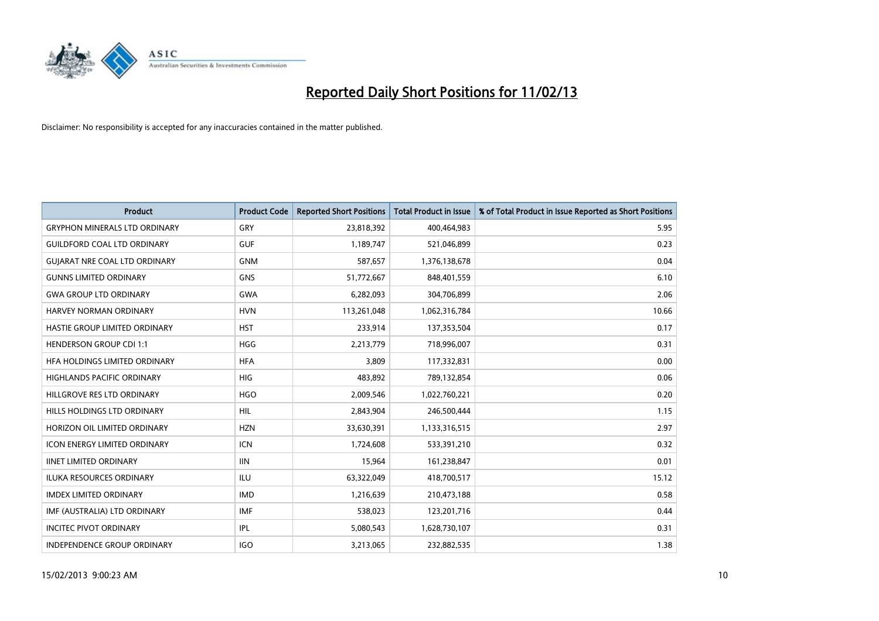# Reported Daily Short Positions for 11/02/13

Disclaimer: No responsibility is accepted for any inaccuracies contained in the matter published.

| Product | Product Code | Reported Short Positions | Total Product in Issue | % of Total Product in Issue Reported as Short Positions |
|---|---|---|---|---|
| GRYPHON MINERALS LTD ORDINARY | GRY | 23,818,392 | 400,464,983 | 5.95 |
| GUILDFORD COAL LTD ORDINARY | GUF | 1,189,747 | 521,046,899 | 0.23 |
| GUJARAT NRE COAL LTD ORDINARY | GNM | 587,657 | 1,376,138,678 | 0.04 |
| GUNNS LIMITED ORDINARY | GNS | 51,772,667 | 848,401,559 | 6.10 |
| GWA GROUP LTD ORDINARY | GWA | 6,282,093 | 304,706,899 | 2.06 |
| HARVEY NORMAN ORDINARY | HVN | 113,261,048 | 1,062,316,784 | 10.66 |
| HASTIE GROUP LIMITED ORDINARY | HST | 233,914 | 137,353,504 | 0.17 |
| HENDERSON GROUP CDI 1:1 | HGG | 2,213,779 | 718,996,007 | 0.31 |
| HFA HOLDINGS LIMITED ORDINARY | HFA | 3,809 | 117,332,831 | 0.00 |
| HIGHLANDS PACIFIC ORDINARY | HIG | 483,892 | 789,132,854 | 0.06 |
| HILLGROVE RES LTD ORDINARY | HGO | 2,009,546 | 1,022,760,221 | 0.20 |
| HILLS HOLDINGS LTD ORDINARY | HIL | 2,843,904 | 246,500,444 | 1.15 |
| HORIZON OIL LIMITED ORDINARY | HZN | 33,630,391 | 1,133,316,515 | 2.97 |
| ICON ENERGY LIMITED ORDINARY | ICN | 1,724,608 | 533,391,210 | 0.32 |
| IINET LIMITED ORDINARY | IIN | 15,964 | 161,238,847 | 0.01 |
| ILUKA RESOURCES ORDINARY | ILU | 63,322,049 | 418,700,517 | 15.12 |
| IMDEX LIMITED ORDINARY | IMD | 1,216,639 | 210,473,188 | 0.58 |
| IMF (AUSTRALIA) LTD ORDINARY | IMF | 538,023 | 123,201,716 | 0.44 |
| INCITEC PIVOT ORDINARY | IPL | 5,080,543 | 1,628,730,107 | 0.31 |
| INDEPENDENCE GROUP ORDINARY | IGO | 3,213,065 | 232,882,535 | 1.38 |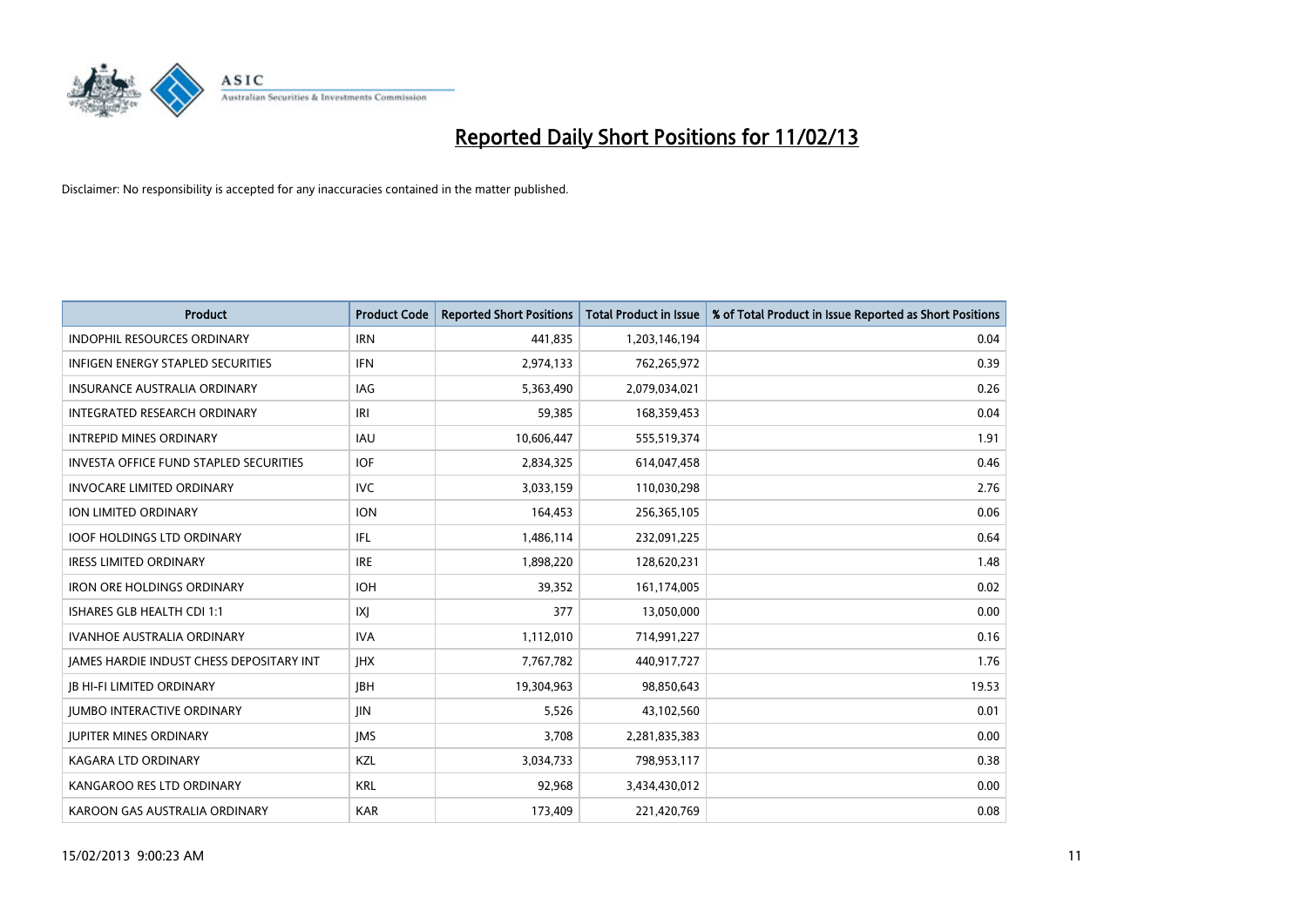# Reported Daily Short Positions for 11/02/13

Disclaimer: No responsibility is accepted for any inaccuracies contained in the matter published.

| Product | Product Code | Reported Short Positions | Total Product in Issue | % of Total Product in Issue Reported as Short Positions |
|---|---|---|---|---|
| INDOPHIL RESOURCES ORDINARY | IRN | 441,835 | 1,203,146,194 | 0.04 |
| INFIGEN ENERGY STAPLED SECURITIES | IFN | 2,974,133 | 762,265,972 | 0.39 |
| INSURANCE AUSTRALIA ORDINARY | IAG | 5,363,490 | 2,079,034,021 | 0.26 |
| INTEGRATED RESEARCH ORDINARY | IRI | 59,385 | 168,359,453 | 0.04 |
| INTREPID MINES ORDINARY | IAU | 10,606,447 | 555,519,374 | 1.91 |
| INVESTA OFFICE FUND STAPLED SECURITIES | IOF | 2,834,325 | 614,047,458 | 0.46 |
| INVOCARE LIMITED ORDINARY | IVC | 3,033,159 | 110,030,298 | 2.76 |
| ION LIMITED ORDINARY | ION | 164,453 | 256,365,105 | 0.06 |
| IOOF HOLDINGS LTD ORDINARY | IFL | 1,486,114 | 232,091,225 | 0.64 |
| IRESS LIMITED ORDINARY | IRE | 1,898,220 | 128,620,231 | 1.48 |
| IRON ORE HOLDINGS ORDINARY | IOH | 39,352 | 161,174,005 | 0.02 |
| ISHARES GLB HEALTH CDI 1:1 | IXJ | 377 | 13,050,000 | 0.00 |
| IVANHOE AUSTRALIA ORDINARY | IVA | 1,112,010 | 714,991,227 | 0.16 |
| JAMES HARDIE INDUST CHESS DEPOSITARY INT | JHX | 7,767,782 | 440,917,727 | 1.76 |
| JB HI-FI LIMITED ORDINARY | JBH | 19,304,963 | 98,850,643 | 19.53 |
| JUMBO INTERACTIVE ORDINARY | JIN | 5,526 | 43,102,560 | 0.01 |
| JUPITER MINES ORDINARY | JMS | 3,708 | 2,281,835,383 | 0.00 |
| KAGARA LTD ORDINARY | KZL | 3,034,733 | 798,953,117 | 0.38 |
| KANGAROO RES LTD ORDINARY | KRL | 92,968 | 3,434,430,012 | 0.00 |
| KAROON GAS AUSTRALIA ORDINARY | KAR | 173,409 | 221,420,769 | 0.08 |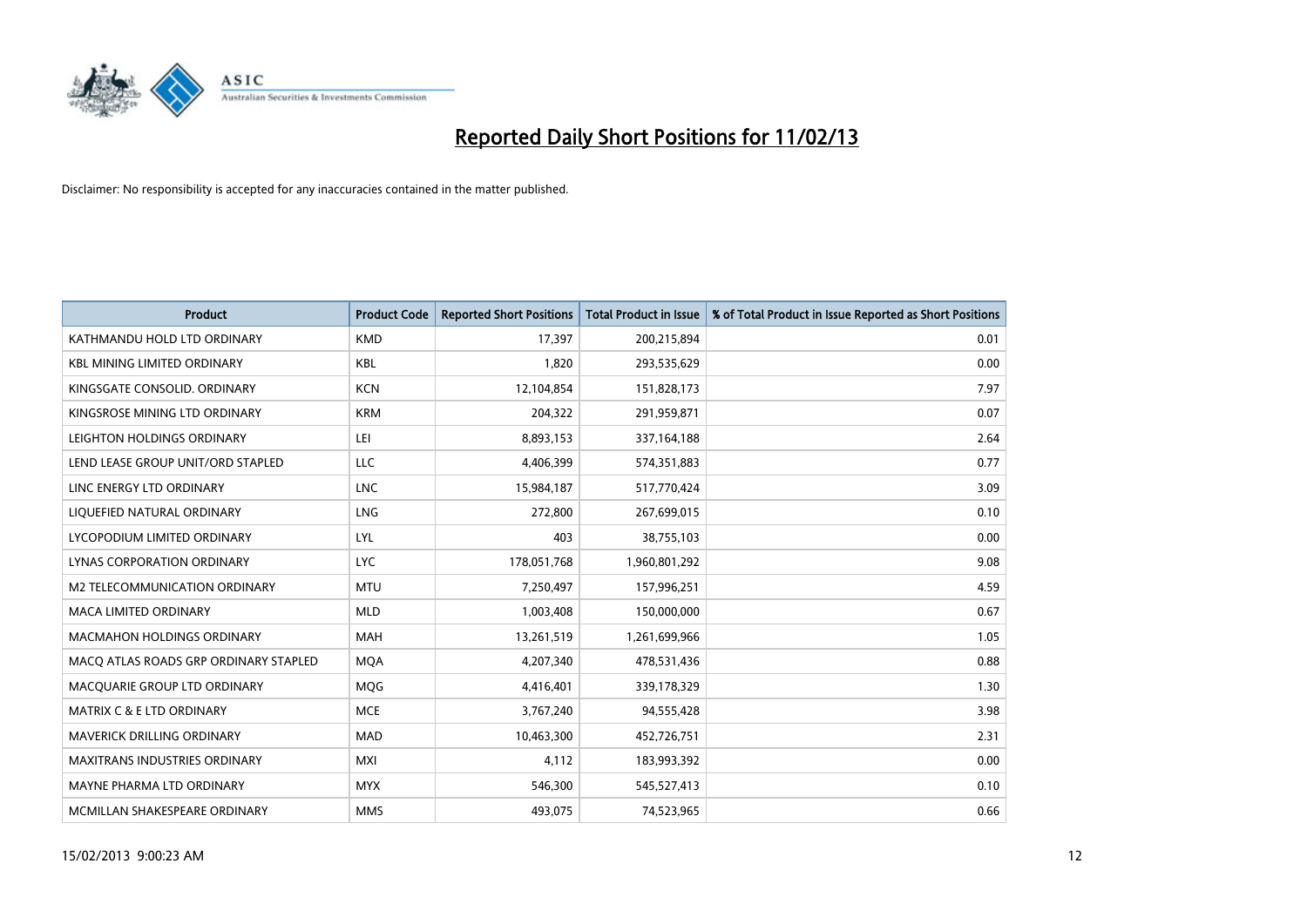# Reported Daily Short Positions for 11/02/13

Disclaimer: No responsibility is accepted for any inaccuracies contained in the matter published.

| Product | Product Code | Reported Short Positions | Total Product in Issue | % of Total Product in Issue Reported as Short Positions |
|---|---|---|---|---|
| KATHMANDU HOLD LTD ORDINARY | KMD | 17,397 | 200,215,894 | 0.01 |
| KBL MINING LIMITED ORDINARY | KBL | 1,820 | 293,535,629 | 0.00 |
| KINGSGATE CONSOLID. ORDINARY | KCN | 12,104,854 | 151,828,173 | 7.97 |
| KINGSROSE MINING LTD ORDINARY | KRM | 204,322 | 291,959,871 | 0.07 |
| LEIGHTON HOLDINGS ORDINARY | LEI | 8,893,153 | 337,164,188 | 2.64 |
| LEND LEASE GROUP UNIT/ORD STAPLED | LLC | 4,406,399 | 574,351,883 | 0.77 |
| LINC ENERGY LTD ORDINARY | LNC | 15,984,187 | 517,770,424 | 3.09 |
| LIQUEFIED NATURAL ORDINARY | LNG | 272,800 | 267,699,015 | 0.10 |
| LYCOPODIUM LIMITED ORDINARY | LYL | 403 | 38,755,103 | 0.00 |
| LYNAS CORPORATION ORDINARY | LYC | 178,051,768 | 1,960,801,292 | 9.08 |
| M2 TELECOMMUNICATION ORDINARY | MTU | 7,250,497 | 157,996,251 | 4.59 |
| MACA LIMITED ORDINARY | MLD | 1,003,408 | 150,000,000 | 0.67 |
| MACMAHON HOLDINGS ORDINARY | MAH | 13,261,519 | 1,261,699,966 | 1.05 |
| MACQ ATLAS ROADS GRP ORDINARY STAPLED | MQA | 4,207,340 | 478,531,436 | 0.88 |
| MACQUARIE GROUP LTD ORDINARY | MQG | 4,416,401 | 339,178,329 | 1.30 |
| MATRIX C & E LTD ORDINARY | MCE | 3,767,240 | 94,555,428 | 3.98 |
| MAVERICK DRILLING ORDINARY | MAD | 10,463,300 | 452,726,751 | 2.31 |
| MAXITRANS INDUSTRIES ORDINARY | MXI | 4,112 | 183,993,392 | 0.00 |
| MAYNE PHARMA LTD ORDINARY | MYX | 546,300 | 545,527,413 | 0.10 |
| MCMILLAN SHAKESPEARE ORDINARY | MMS | 493,075 | 74,523,965 | 0.66 |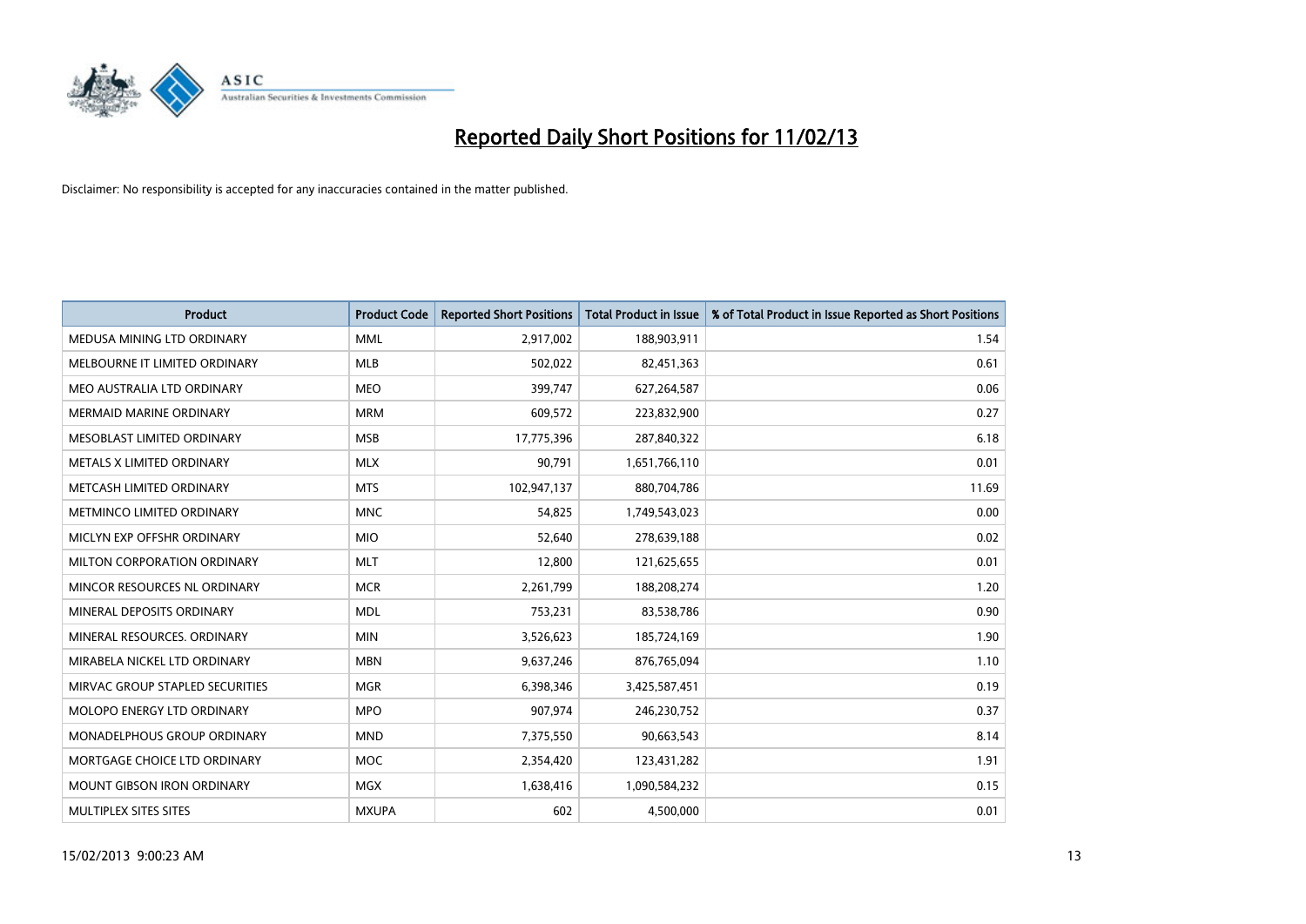# Reported Daily Short Positions for 11/02/13

Disclaimer: No responsibility is accepted for any inaccuracies contained in the matter published.

| Product | Product Code | Reported Short Positions | Total Product in Issue | % of Total Product in Issue Reported as Short Positions |
|---|---|---|---|---|
| MEDUSA MINING LTD ORDINARY | MML | 2,917,002 | 188,903,911 | 1.54 |
| MELBOURNE IT LIMITED ORDINARY | MLB | 502,022 | 82,451,363 | 0.61 |
| MEO AUSTRALIA LTD ORDINARY | MEO | 399,747 | 627,264,587 | 0.06 |
| MERMAID MARINE ORDINARY | MRM | 609,572 | 223,832,900 | 0.27 |
| MESOBLAST LIMITED ORDINARY | MSB | 17,775,396 | 287,840,322 | 6.18 |
| METALS X LIMITED ORDINARY | MLX | 90,791 | 1,651,766,110 | 0.01 |
| METCASH LIMITED ORDINARY | MTS | 102,947,137 | 880,704,786 | 11.69 |
| METMINCO LIMITED ORDINARY | MNC | 54,825 | 1,749,543,023 | 0.00 |
| MICLYN EXP OFFSHR ORDINARY | MIO | 52,640 | 278,639,188 | 0.02 |
| MILTON CORPORATION ORDINARY | MLT | 12,800 | 121,625,655 | 0.01 |
| MINCOR RESOURCES NL ORDINARY | MCR | 2,261,799 | 188,208,274 | 1.20 |
| MINERAL DEPOSITS ORDINARY | MDL | 753,231 | 83,538,786 | 0.90 |
| MINERAL RESOURCES. ORDINARY | MIN | 3,526,623 | 185,724,169 | 1.90 |
| MIRABELA NICKEL LTD ORDINARY | MBN | 9,637,246 | 876,765,094 | 1.10 |
| MIRVAC GROUP STAPLED SECURITIES | MGR | 6,398,346 | 3,425,587,451 | 0.19 |
| MOLOPO ENERGY LTD ORDINARY | MPO | 907,974 | 246,230,752 | 0.37 |
| MONADELPHOUS GROUP ORDINARY | MND | 7,375,550 | 90,663,543 | 8.14 |
| MORTGAGE CHOICE LTD ORDINARY | MOC | 2,354,420 | 123,431,282 | 1.91 |
| MOUNT GIBSON IRON ORDINARY | MGX | 1,638,416 | 1,090,584,232 | 0.15 |
| MULTIPLEX SITES SITES | MXUPA | 602 | 4,500,000 | 0.01 |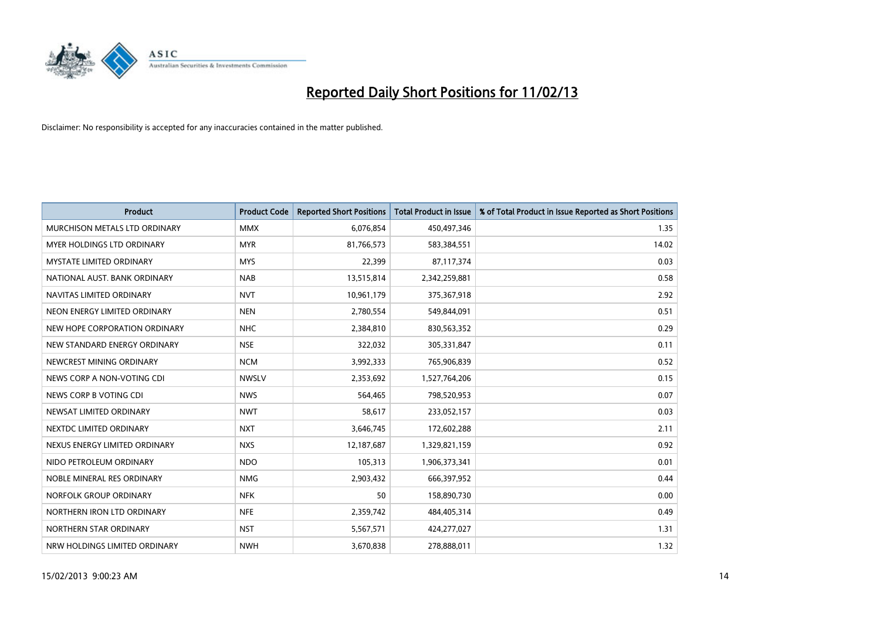# Reported Daily Short Positions for 11/02/13

Disclaimer: No responsibility is accepted for any inaccuracies contained in the matter published.

| Product | Product Code | Reported Short Positions | Total Product in Issue | % of Total Product in Issue Reported as Short Positions |
|---|---|---|---|---|
| MURCHISON METALS LTD ORDINARY | MMX | 6,076,854 | 450,497,346 | 1.35 |
| MYER HOLDINGS LTD ORDINARY | MYR | 81,766,573 | 583,384,551 | 14.02 |
| MYSTATE LIMITED ORDINARY | MYS | 22,399 | 87,117,374 | 0.03 |
| NATIONAL AUST. BANK ORDINARY | NAB | 13,515,814 | 2,342,259,881 | 0.58 |
| NAVITAS LIMITED ORDINARY | NVT | 10,961,179 | 375,367,918 | 2.92 |
| NEON ENERGY LIMITED ORDINARY | NEN | 2,780,554 | 549,844,091 | 0.51 |
| NEW HOPE CORPORATION ORDINARY | NHC | 2,384,810 | 830,563,352 | 0.29 |
| NEW STANDARD ENERGY ORDINARY | NSE | 322,032 | 305,331,847 | 0.11 |
| NEWCREST MINING ORDINARY | NCM | 3,992,333 | 765,906,839 | 0.52 |
| NEWS CORP A NON-VOTING CDI | NWSLV | 2,353,692 | 1,527,764,206 | 0.15 |
| NEWS CORP B VOTING CDI | NWS | 564,465 | 798,520,953 | 0.07 |
| NEWSAT LIMITED ORDINARY | NWT | 58,617 | 233,052,157 | 0.03 |
| NEXTDC LIMITED ORDINARY | NXT | 3,646,745 | 172,602,288 | 2.11 |
| NEXUS ENERGY LIMITED ORDINARY | NXS | 12,187,687 | 1,329,821,159 | 0.92 |
| NIDO PETROLEUM ORDINARY | NDO | 105,313 | 1,906,373,341 | 0.01 |
| NOBLE MINERAL RES ORDINARY | NMG | 2,903,432 | 666,397,952 | 0.44 |
| NORFOLK GROUP ORDINARY | NFK | 50 | 158,890,730 | 0.00 |
| NORTHERN IRON LTD ORDINARY | NFE | 2,359,742 | 484,405,314 | 0.49 |
| NORTHERN STAR ORDINARY | NST | 5,567,571 | 424,277,027 | 1.31 |
| NRW HOLDINGS LIMITED ORDINARY | NWH | 3,670,838 | 278,888,011 | 1.32 |

15/02/2013 9:00:23 AM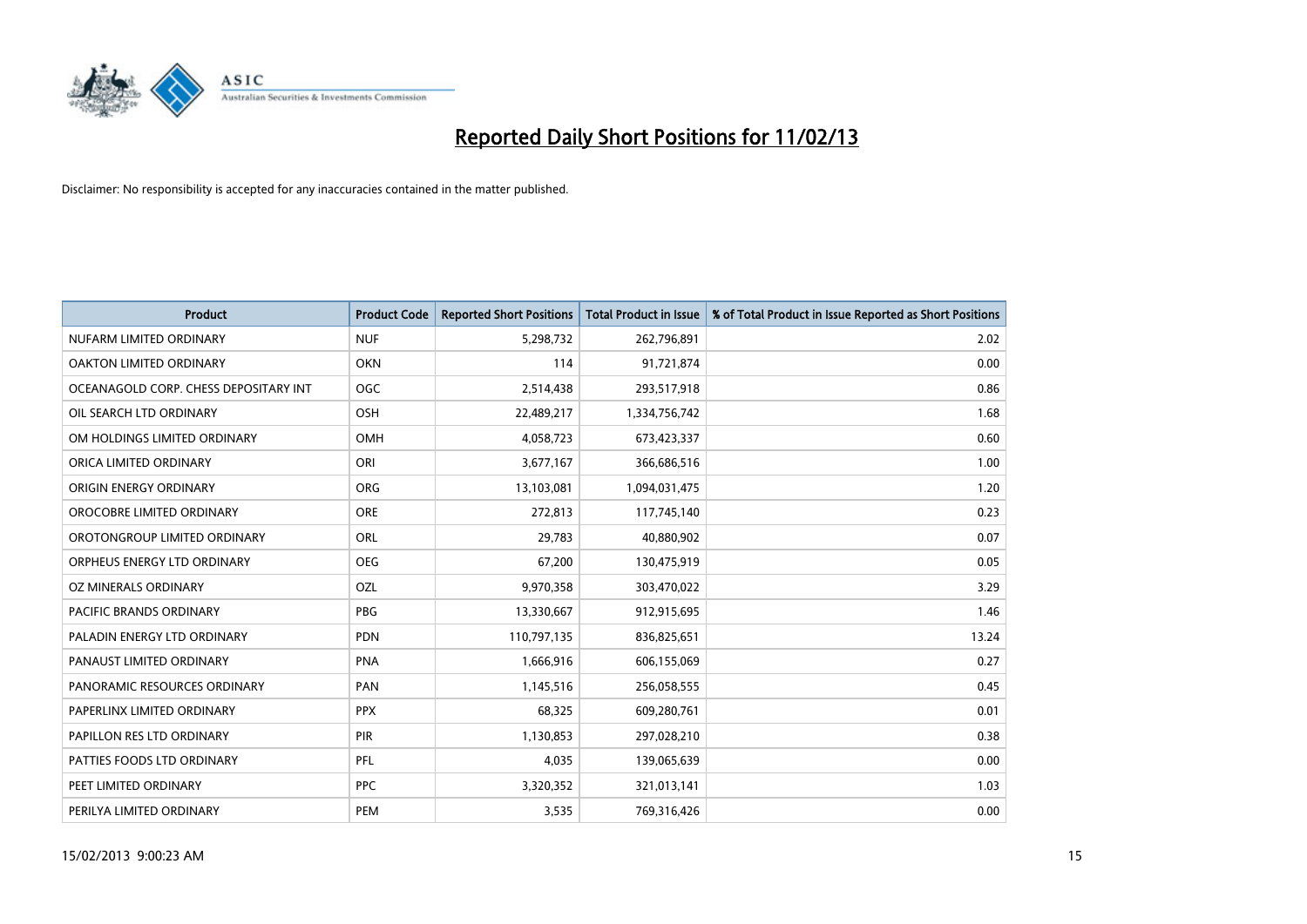# Reported Daily Short Positions for 11/02/13

Disclaimer: No responsibility is accepted for any inaccuracies contained in the matter published.

| Product | Product Code | Reported Short Positions | Total Product in Issue | % of Total Product in Issue Reported as Short Positions |
|---|---|---|---|---|
| NUFARM LIMITED ORDINARY | NUF | 5,298,732 | 262,796,891 | 2.02 |
| OAKTON LIMITED ORDINARY | OKN | 114 | 91,721,874 | 0.00 |
| OCEANAGOLD CORP. CHESS DEPOSITARY INT | OGC | 2,514,438 | 293,517,918 | 0.86 |
| OIL SEARCH LTD ORDINARY | OSH | 22,489,217 | 1,334,756,742 | 1.68 |
| OM HOLDINGS LIMITED ORDINARY | OMH | 4,058,723 | 673,423,337 | 0.60 |
| ORICA LIMITED ORDINARY | ORI | 3,677,167 | 366,686,516 | 1.00 |
| ORIGIN ENERGY ORDINARY | ORG | 13,103,081 | 1,094,031,475 | 1.20 |
| OROCOBRE LIMITED ORDINARY | ORE | 272,813 | 117,745,140 | 0.23 |
| OROTONGROUP LIMITED ORDINARY | ORL | 29,783 | 40,880,902 | 0.07 |
| ORPHEUS ENERGY LTD ORDINARY | OEG | 67,200 | 130,475,919 | 0.05 |
| OZ MINERALS ORDINARY | OZL | 9,970,358 | 303,470,022 | 3.29 |
| PACIFIC BRANDS ORDINARY | PBG | 13,330,667 | 912,915,695 | 1.46 |
| PALADIN ENERGY LTD ORDINARY | PDN | 110,797,135 | 836,825,651 | 13.24 |
| PANAUST LIMITED ORDINARY | PNA | 1,666,916 | 606,155,069 | 0.27 |
| PANORAMIC RESOURCES ORDINARY | PAN | 1,145,516 | 256,058,555 | 0.45 |
| PAPERLINX LIMITED ORDINARY | PPX | 68,325 | 609,280,761 | 0.01 |
| PAPILLON RES LTD ORDINARY | PIR | 1,130,853 | 297,028,210 | 0.38 |
| PATTIES FOODS LTD ORDINARY | PFL | 4,035 | 139,065,639 | 0.00 |
| PEET LIMITED ORDINARY | PPC | 3,320,352 | 321,013,141 | 1.03 |
| PERILYA LIMITED ORDINARY | PEM | 3,535 | 769,316,426 | 0.00 |

15/02/2013 9:00:23 AM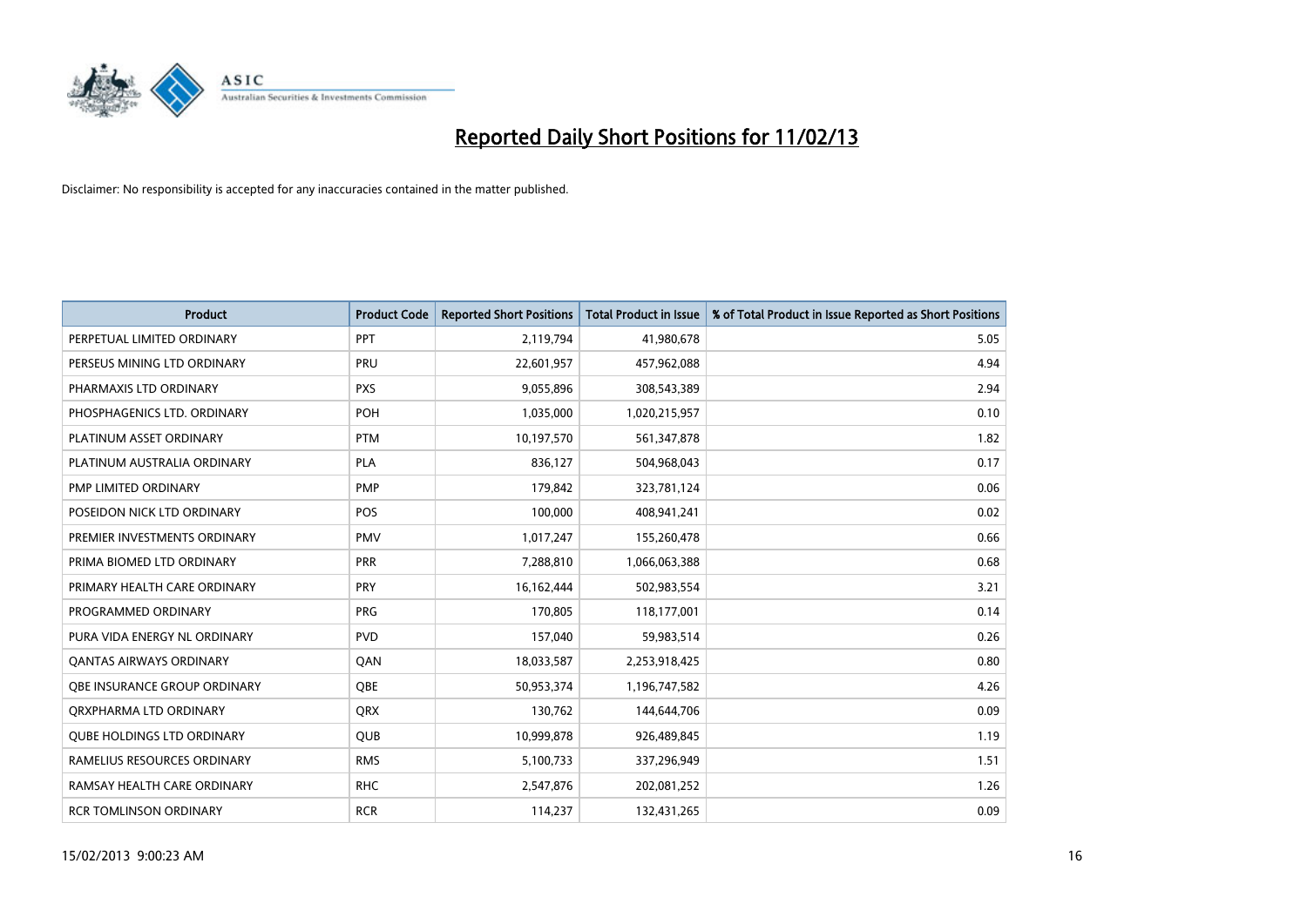# Reported Daily Short Positions for 11/02/13

Disclaimer: No responsibility is accepted for any inaccuracies contained in the matter published.

| Product | Product Code | Reported Short Positions | Total Product in Issue | % of Total Product in Issue Reported as Short Positions |
|---|---|---|---|---|
| PERPETUAL LIMITED ORDINARY | PPT | 2,119,794 | 41,980,678 | 5.05 |
| PERSEUS MINING LTD ORDINARY | PRU | 22,601,957 | 457,962,088 | 4.94 |
| PHARMAXIS LTD ORDINARY | PXS | 9,055,896 | 308,543,389 | 2.94 |
| PHOSPHAGENICS LTD. ORDINARY | POH | 1,035,000 | 1,020,215,957 | 0.10 |
| PLATINUM ASSET ORDINARY | PTM | 10,197,570 | 561,347,878 | 1.82 |
| PLATINUM AUSTRALIA ORDINARY | PLA | 836,127 | 504,968,043 | 0.17 |
| PMP LIMITED ORDINARY | PMP | 179,842 | 323,781,124 | 0.06 |
| POSEIDON NICK LTD ORDINARY | POS | 100,000 | 408,941,241 | 0.02 |
| PREMIER INVESTMENTS ORDINARY | PMV | 1,017,247 | 155,260,478 | 0.66 |
| PRIMA BIOMED LTD ORDINARY | PRR | 7,288,810 | 1,066,063,388 | 0.68 |
| PRIMARY HEALTH CARE ORDINARY | PRY | 16,162,444 | 502,983,554 | 3.21 |
| PROGRAMMED ORDINARY | PRG | 170,805 | 118,177,001 | 0.14 |
| PURA VIDA ENERGY NL ORDINARY | PVD | 157,040 | 59,983,514 | 0.26 |
| QANTAS AIRWAYS ORDINARY | QAN | 18,033,587 | 2,253,918,425 | 0.80 |
| QBE INSURANCE GROUP ORDINARY | QBE | 50,953,374 | 1,196,747,582 | 4.26 |
| QRXPHARMA LTD ORDINARY | QRX | 130,762 | 144,644,706 | 0.09 |
| QUBE HOLDINGS LTD ORDINARY | QUB | 10,999,878 | 926,489,845 | 1.19 |
| RAMELIUS RESOURCES ORDINARY | RMS | 5,100,733 | 337,296,949 | 1.51 |
| RAMSAY HEALTH CARE ORDINARY | RHC | 2,547,876 | 202,081,252 | 1.26 |
| RCR TOMLINSON ORDINARY | RCR | 114,237 | 132,431,265 | 0.09 |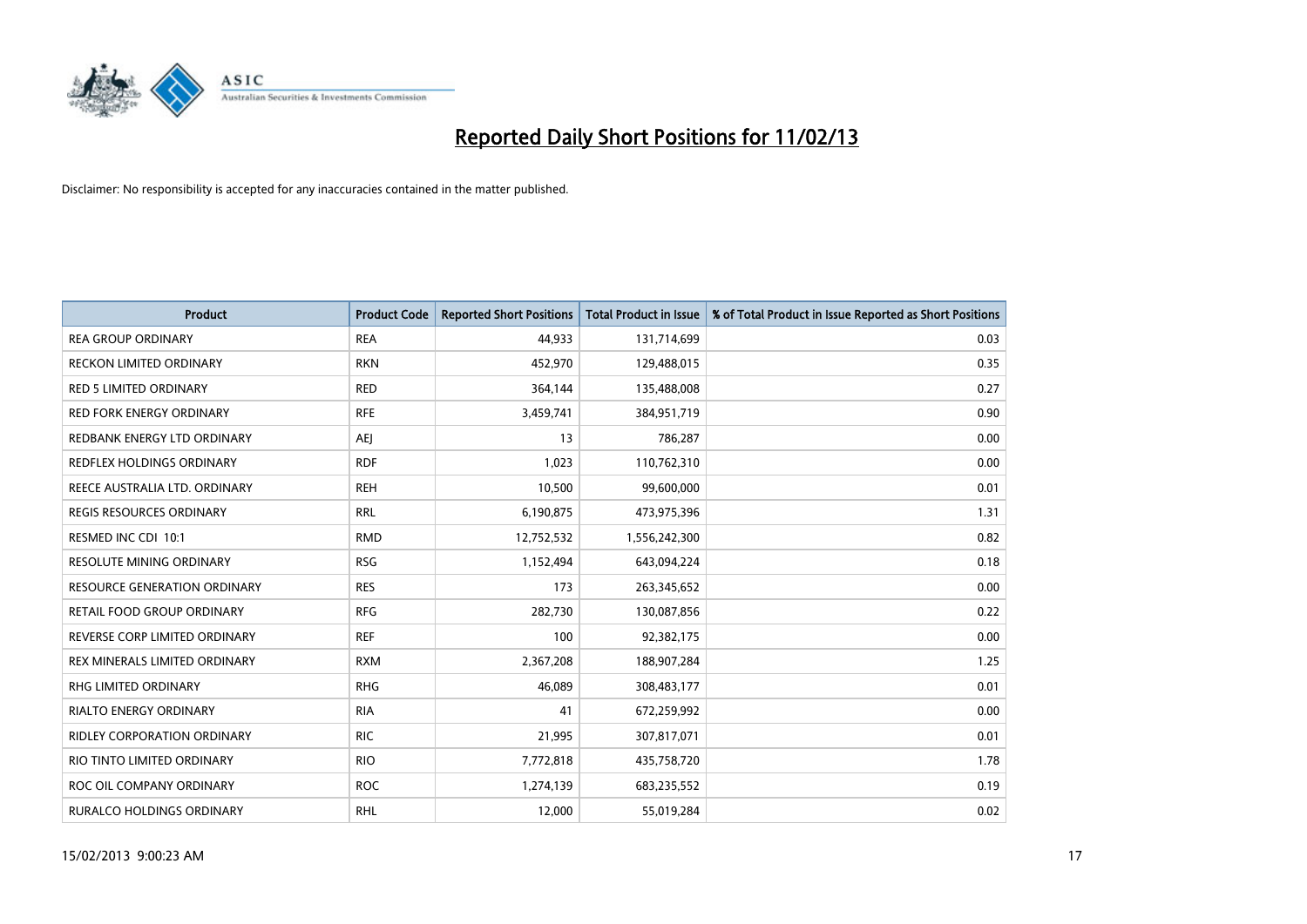# Reported Daily Short Positions for 11/02/13

Disclaimer: No responsibility is accepted for any inaccuracies contained in the matter published.

| Product | Product Code | Reported Short Positions | Total Product in Issue | % of Total Product in Issue Reported as Short Positions |
|---|---|---|---|---|
| REA GROUP ORDINARY | REA | 44,933 | 131,714,699 | 0.03 |
| RECKON LIMITED ORDINARY | RKN | 452,970 | 129,488,015 | 0.35 |
| RED 5 LIMITED ORDINARY | RED | 364,144 | 135,488,008 | 0.27 |
| RED FORK ENERGY ORDINARY | RFE | 3,459,741 | 384,951,719 | 0.90 |
| REDBANK ENERGY LTD ORDINARY | AEJ | 13 | 786,287 | 0.00 |
| REDFLEX HOLDINGS ORDINARY | RDF | 1,023 | 110,762,310 | 0.00 |
| REECE AUSTRALIA LTD. ORDINARY | REH | 10,500 | 99,600,000 | 0.01 |
| REGIS RESOURCES ORDINARY | RRL | 6,190,875 | 473,975,396 | 1.31 |
| RESMED INC CDI 10:1 | RMD | 12,752,532 | 1,556,242,300 | 0.82 |
| RESOLUTE MINING ORDINARY | RSG | 1,152,494 | 643,094,224 | 0.18 |
| RESOURCE GENERATION ORDINARY | RES | 173 | 263,345,652 | 0.00 |
| RETAIL FOOD GROUP ORDINARY | RFG | 282,730 | 130,087,856 | 0.22 |
| REVERSE CORP LIMITED ORDINARY | REF | 100 | 92,382,175 | 0.00 |
| REX MINERALS LIMITED ORDINARY | RXM | 2,367,208 | 188,907,284 | 1.25 |
| RHG LIMITED ORDINARY | RHG | 46,089 | 308,483,177 | 0.01 |
| RIALTO ENERGY ORDINARY | RIA | 41 | 672,259,992 | 0.00 |
| RIDLEY CORPORATION ORDINARY | RIC | 21,995 | 307,817,071 | 0.01 |
| RIO TINTO LIMITED ORDINARY | RIO | 7,772,818 | 435,758,720 | 1.78 |
| ROC OIL COMPANY ORDINARY | ROC | 1,274,139 | 683,235,552 | 0.19 |
| RURALCO HOLDINGS ORDINARY | RHL | 12,000 | 55,019,284 | 0.02 |

15/02/2013 9:00:23 AM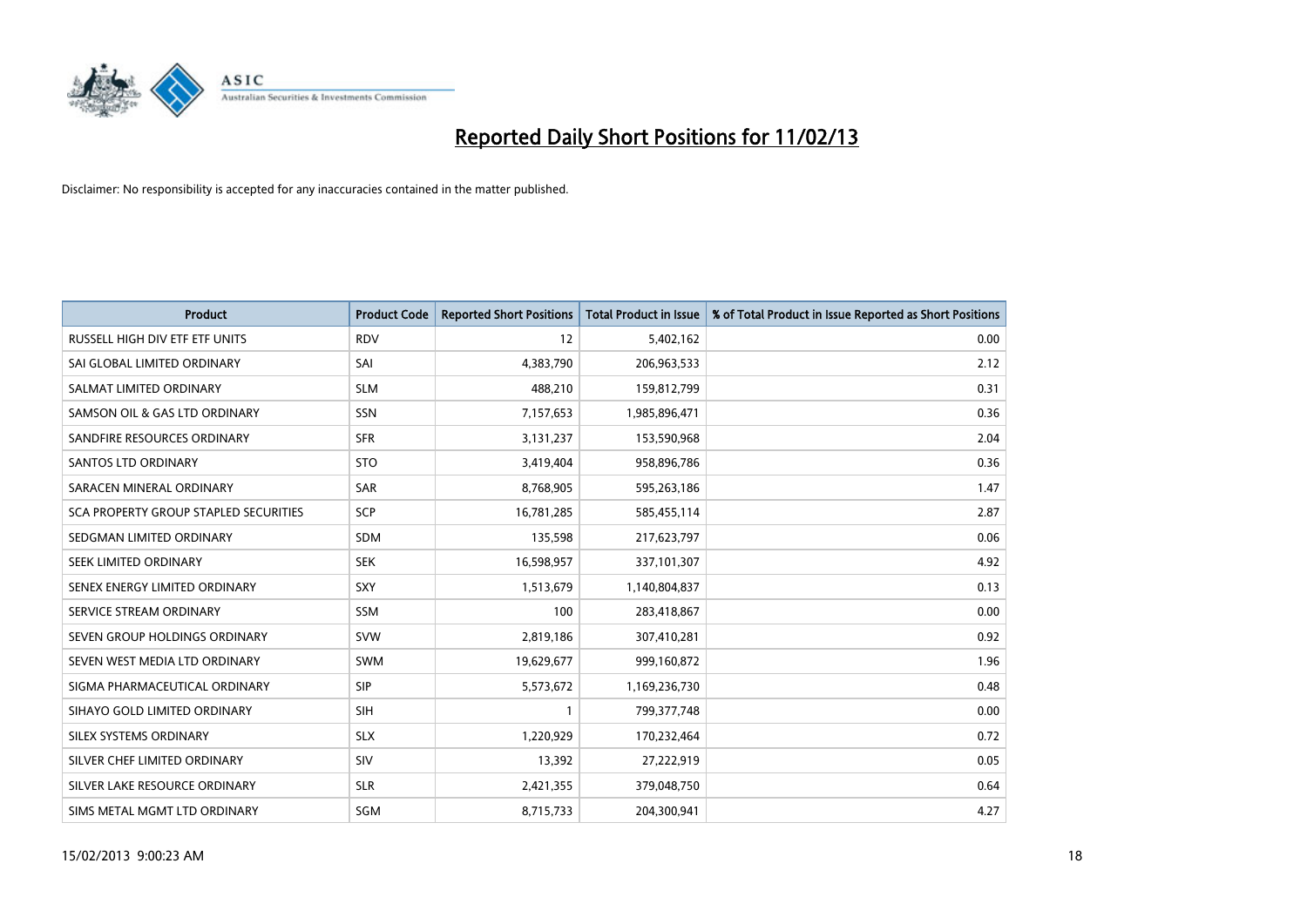# Reported Daily Short Positions for 11/02/13

Disclaimer: No responsibility is accepted for any inaccuracies contained in the matter published.

| Product | Product Code | Reported Short Positions | Total Product in Issue | % of Total Product in Issue Reported as Short Positions |
|---|---|---|---|---|
| RUSSELL HIGH DIV ETF ETF UNITS | RDV | 12 | 5,402,162 | 0.00 |
| SAI GLOBAL LIMITED ORDINARY | SAI | 4,383,790 | 206,963,533 | 2.12 |
| SALMAT LIMITED ORDINARY | SLM | 488,210 | 159,812,799 | 0.31 |
| SAMSON OIL & GAS LTD ORDINARY | SSN | 7,157,653 | 1,985,896,471 | 0.36 |
| SANDFIRE RESOURCES ORDINARY | SFR | 3,131,237 | 153,590,968 | 2.04 |
| SANTOS LTD ORDINARY | STO | 3,419,404 | 958,896,786 | 0.36 |
| SARACEN MINERAL ORDINARY | SAR | 8,768,905 | 595,263,186 | 1.47 |
| SCA PROPERTY GROUP STAPLED SECURITIES | SCP | 16,781,285 | 585,455,114 | 2.87 |
| SEDGMAN LIMITED ORDINARY | SDM | 135,598 | 217,623,797 | 0.06 |
| SEEK LIMITED ORDINARY | SEK | 16,598,957 | 337,101,307 | 4.92 |
| SENEX ENERGY LIMITED ORDINARY | SXY | 1,513,679 | 1,140,804,837 | 0.13 |
| SERVICE STREAM ORDINARY | SSM | 100 | 283,418,867 | 0.00 |
| SEVEN GROUP HOLDINGS ORDINARY | SVW | 2,819,186 | 307,410,281 | 0.92 |
| SEVEN WEST MEDIA LTD ORDINARY | SWM | 19,629,677 | 999,160,872 | 1.96 |
| SIGMA PHARMACEUTICAL ORDINARY | SIP | 5,573,672 | 1,169,236,730 | 0.48 |
| SIHAYO GOLD LIMITED ORDINARY | SIH | 1 | 799,377,748 | 0.00 |
| SILEX SYSTEMS ORDINARY | SLX | 1,220,929 | 170,232,464 | 0.72 |
| SILVER CHEF LIMITED ORDINARY | SIV | 13,392 | 27,222,919 | 0.05 |
| SILVER LAKE RESOURCE ORDINARY | SLR | 2,421,355 | 379,048,750 | 0.64 |
| SIMS METAL MGMT LTD ORDINARY | SGM | 8,715,733 | 204,300,941 | 4.27 |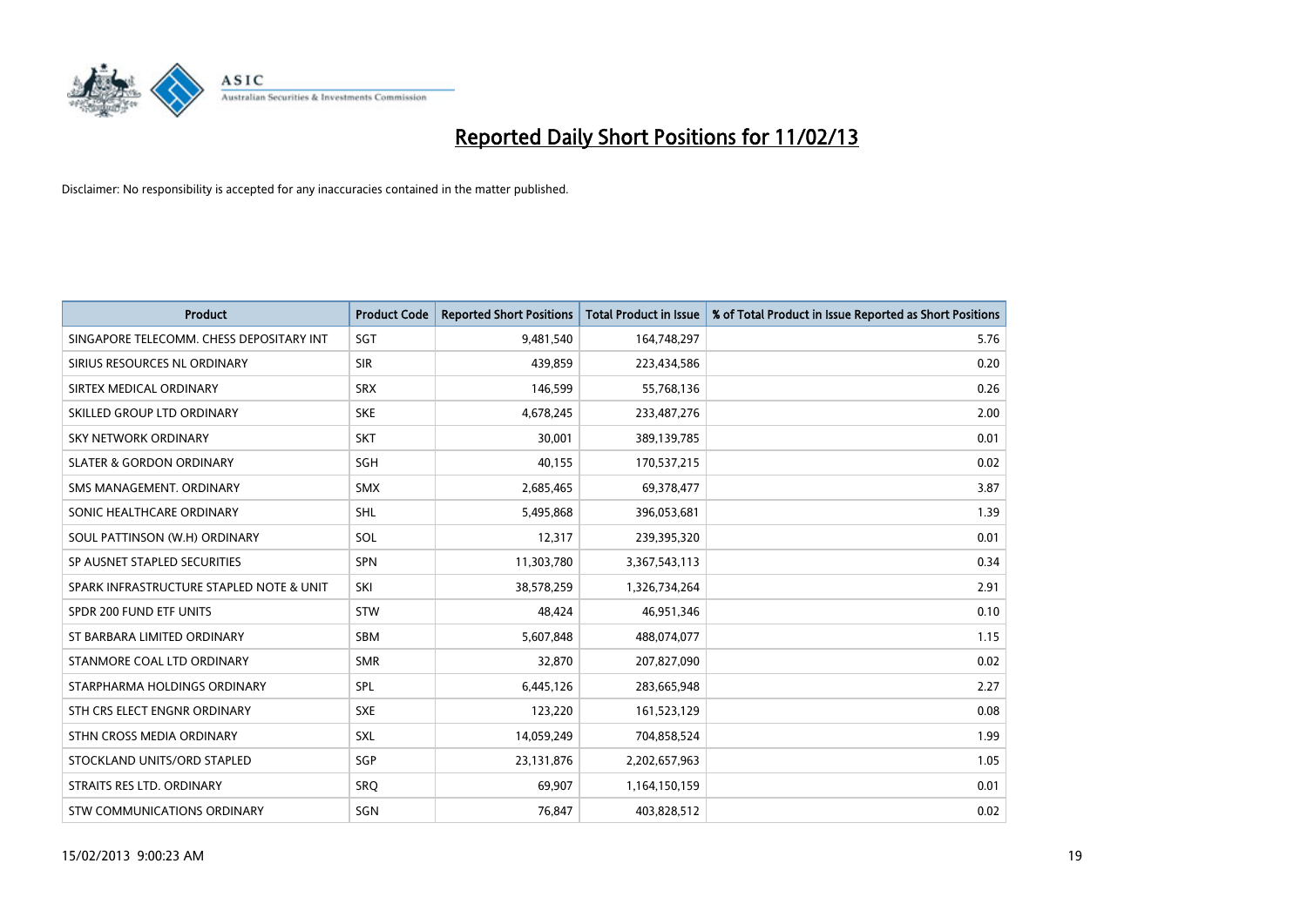# Reported Daily Short Positions for 11/02/13

Disclaimer: No responsibility is accepted for any inaccuracies contained in the matter published.

| Product | Product Code | Reported Short Positions | Total Product in Issue | % of Total Product in Issue Reported as Short Positions |
|---|---|---|---|---|
| SINGAPORE TELECOMM. CHESS DEPOSITARY INT | SGT | 9,481,540 | 164,748,297 | 5.76 |
| SIRIUS RESOURCES NL ORDINARY | SIR | 439,859 | 223,434,586 | 0.20 |
| SIRTEX MEDICAL ORDINARY | SRX | 146,599 | 55,768,136 | 0.26 |
| SKILLED GROUP LTD ORDINARY | SKE | 4,678,245 | 233,487,276 | 2.00 |
| SKY NETWORK ORDINARY | SKT | 30,001 | 389,139,785 | 0.01 |
| SLATER & GORDON ORDINARY | SGH | 40,155 | 170,537,215 | 0.02 |
| SMS MANAGEMENT. ORDINARY | SMX | 2,685,465 | 69,378,477 | 3.87 |
| SONIC HEALTHCARE ORDINARY | SHL | 5,495,868 | 396,053,681 | 1.39 |
| SOUL PATTINSON (W.H) ORDINARY | SOL | 12,317 | 239,395,320 | 0.01 |
| SP AUSNET STAPLED SECURITIES | SPN | 11,303,780 | 3,367,543,113 | 0.34 |
| SPARK INFRASTRUCTURE STAPLED NOTE & UNIT | SKI | 38,578,259 | 1,326,734,264 | 2.91 |
| SPDR 200 FUND ETF UNITS | STW | 48,424 | 46,951,346 | 0.10 |
| ST BARBARA LIMITED ORDINARY | SBM | 5,607,848 | 488,074,077 | 1.15 |
| STANMORE COAL LTD ORDINARY | SMR | 32,870 | 207,827,090 | 0.02 |
| STARPHARMA HOLDINGS ORDINARY | SPL | 6,445,126 | 283,665,948 | 2.27 |
| STH CRS ELECT ENGNR ORDINARY | SXE | 123,220 | 161,523,129 | 0.08 |
| STHN CROSS MEDIA ORDINARY | SXL | 14,059,249 | 704,858,524 | 1.99 |
| STOCKLAND UNITS/ORD STAPLED | SGP | 23,131,876 | 2,202,657,963 | 1.05 |
| STRAITS RES LTD. ORDINARY | SRQ | 69,907 | 1,164,150,159 | 0.01 |
| STW COMMUNICATIONS ORDINARY | SGN | 76,847 | 403,828,512 | 0.02 |

15/02/2013 9:00:23 AM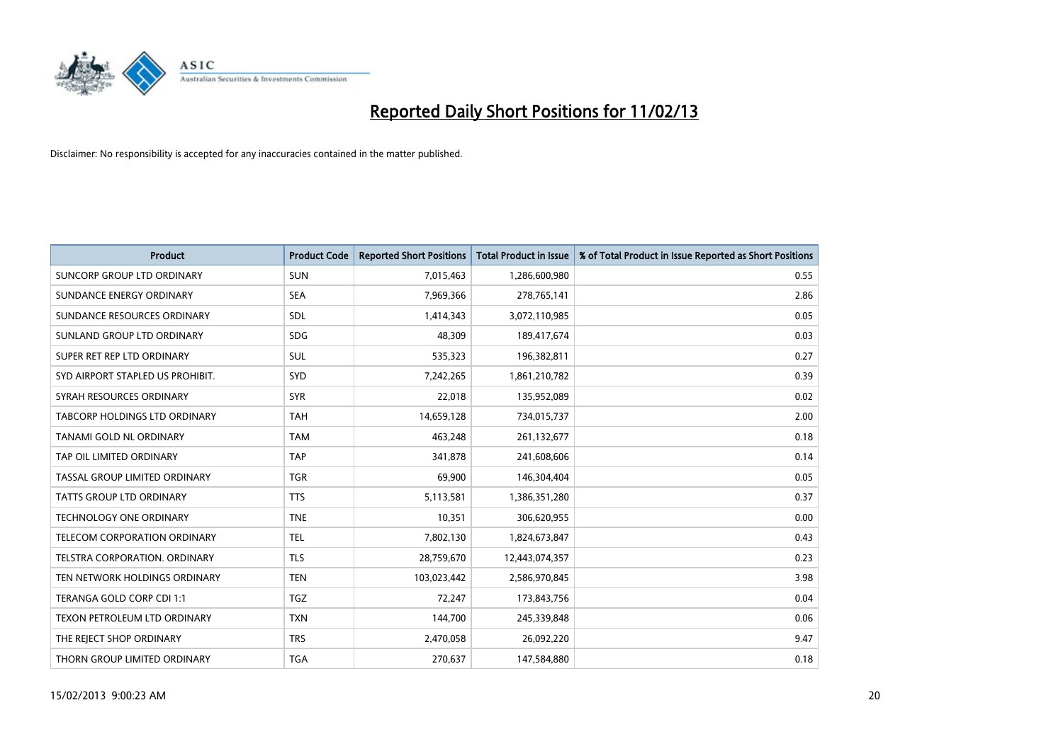# Reported Daily Short Positions for 11/02/13

Disclaimer: No responsibility is accepted for any inaccuracies contained in the matter published.

| Product | Product Code | Reported Short Positions | Total Product in Issue | % of Total Product in Issue Reported as Short Positions |
|---|---|---|---|---|
| SUNCORP GROUP LTD ORDINARY | SUN | 7,015,463 | 1,286,600,980 | 0.55 |
| SUNDANCE ENERGY ORDINARY | SEA | 7,969,366 | 278,765,141 | 2.86 |
| SUNDANCE RESOURCES ORDINARY | SDL | 1,414,343 | 3,072,110,985 | 0.05 |
| SUNLAND GROUP LTD ORDINARY | SDG | 48,309 | 189,417,674 | 0.03 |
| SUPER RET REP LTD ORDINARY | SUL | 535,323 | 196,382,811 | 0.27 |
| SYD AIRPORT STAPLED US PROHIBIT. | SYD | 7,242,265 | 1,861,210,782 | 0.39 |
| SYRAH RESOURCES ORDINARY | SYR | 22,018 | 135,952,089 | 0.02 |
| TABCORP HOLDINGS LTD ORDINARY | TAH | 14,659,128 | 734,015,737 | 2.00 |
| TANAMI GOLD NL ORDINARY | TAM | 463,248 | 261,132,677 | 0.18 |
| TAP OIL LIMITED ORDINARY | TAP | 341,878 | 241,608,606 | 0.14 |
| TASSAL GROUP LIMITED ORDINARY | TGR | 69,900 | 146,304,404 | 0.05 |
| TATTS GROUP LTD ORDINARY | TTS | 5,113,581 | 1,386,351,280 | 0.37 |
| TECHNOLOGY ONE ORDINARY | TNE | 10,351 | 306,620,955 | 0.00 |
| TELECOM CORPORATION ORDINARY | TEL | 7,802,130 | 1,824,673,847 | 0.43 |
| TELSTRA CORPORATION. ORDINARY | TLS | 28,759,670 | 12,443,074,357 | 0.23 |
| TEN NETWORK HOLDINGS ORDINARY | TEN | 103,023,442 | 2,586,970,845 | 3.98 |
| TERANGA GOLD CORP CDI 1:1 | TGZ | 72,247 | 173,843,756 | 0.04 |
| TEXON PETROLEUM LTD ORDINARY | TXN | 144,700 | 245,339,848 | 0.06 |
| THE REJECT SHOP ORDINARY | TRS | 2,470,058 | 26,092,220 | 9.47 |
| THORN GROUP LIMITED ORDINARY | TGA | 270,637 | 147,584,880 | 0.18 |

15/02/2013 9:00:23 AM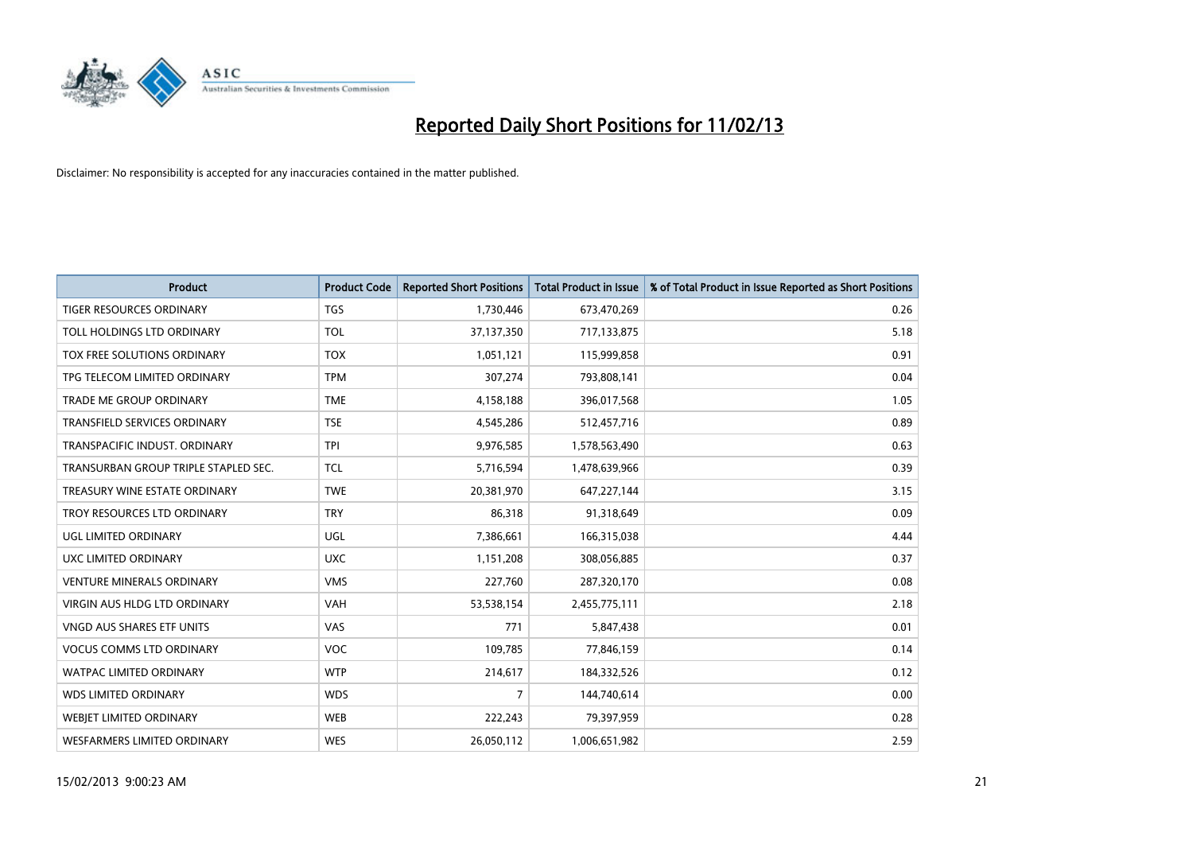# Reported Daily Short Positions for 11/02/13

Disclaimer: No responsibility is accepted for any inaccuracies contained in the matter published.

| Product | Product Code | Reported Short Positions | Total Product in Issue | % of Total Product in Issue Reported as Short Positions |
|---|---|---|---|---|
| TIGER RESOURCES ORDINARY | TGS | 1,730,446 | 673,470,269 | 0.26 |
| TOLL HOLDINGS LTD ORDINARY | TOL | 37,137,350 | 717,133,875 | 5.18 |
| TOX FREE SOLUTIONS ORDINARY | TOX | 1,051,121 | 115,999,858 | 0.91 |
| TPG TELECOM LIMITED ORDINARY | TPM | 307,274 | 793,808,141 | 0.04 |
| TRADE ME GROUP ORDINARY | TME | 4,158,188 | 396,017,568 | 1.05 |
| TRANSFIELD SERVICES ORDINARY | TSE | 4,545,286 | 512,457,716 | 0.89 |
| TRANSPACIFIC INDUST. ORDINARY | TPI | 9,976,585 | 1,578,563,490 | 0.63 |
| TRANSURBAN GROUP TRIPLE STAPLED SEC. | TCL | 5,716,594 | 1,478,639,966 | 0.39 |
| TREASURY WINE ESTATE ORDINARY | TWE | 20,381,970 | 647,227,144 | 3.15 |
| TROY RESOURCES LTD ORDINARY | TRY | 86,318 | 91,318,649 | 0.09 |
| UGL LIMITED ORDINARY | UGL | 7,386,661 | 166,315,038 | 4.44 |
| UXC LIMITED ORDINARY | UXC | 1,151,208 | 308,056,885 | 0.37 |
| VENTURE MINERALS ORDINARY | VMS | 227,760 | 287,320,170 | 0.08 |
| VIRGIN AUS HLDG LTD ORDINARY | VAH | 53,538,154 | 2,455,775,111 | 2.18 |
| VNGD AUS SHARES ETF UNITS | VAS | 771 | 5,847,438 | 0.01 |
| VOCUS COMMS LTD ORDINARY | VOC | 109,785 | 77,846,159 | 0.14 |
| WATPAC LIMITED ORDINARY | WTP | 214,617 | 184,332,526 | 0.12 |
| WDS LIMITED ORDINARY | WDS | 7 | 144,740,614 | 0.00 |
| WEBJET LIMITED ORDINARY | WEB | 222,243 | 79,397,959 | 0.28 |
| WESFARMERS LIMITED ORDINARY | WES | 26,050,112 | 1,006,651,982 | 2.59 |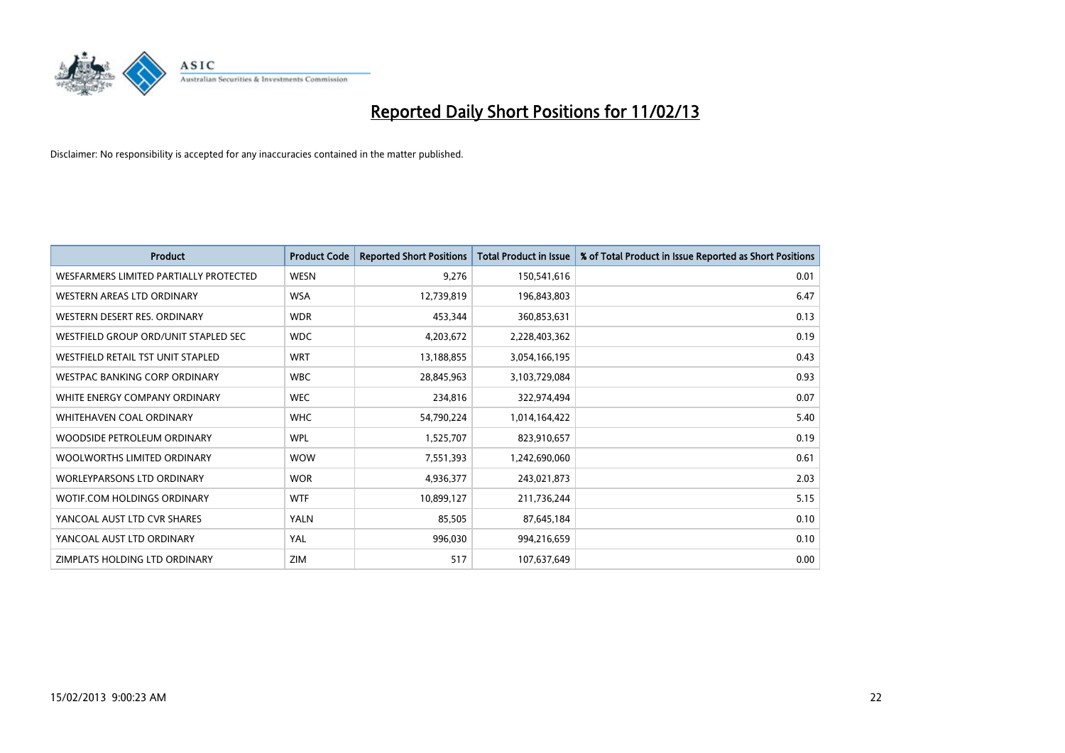# Reported Daily Short Positions for 11/02/13

Disclaimer: No responsibility is accepted for any inaccuracies contained in the matter published.

| Product | Product Code | Reported Short Positions | Total Product in Issue | % of Total Product in Issue Reported as Short Positions |
|---|---|---|---|---|
| WESFARMERS LIMITED PARTIALLY PROTECTED | WESN | 9,276 | 150,541,616 | 0.01 |
| WESTERN AREAS LTD ORDINARY | WSA | 12,739,819 | 196,843,803 | 6.47 |
| WESTERN DESERT RES. ORDINARY | WDR | 453,344 | 360,853,631 | 0.13 |
| WESTFIELD GROUP ORD/UNIT STAPLED SEC | WDC | 4,203,672 | 2,228,403,362 | 0.19 |
| WESTFIELD RETAIL TST UNIT STAPLED | WRT | 13,188,855 | 3,054,166,195 | 0.43 |
| WESTPAC BANKING CORP ORDINARY | WBC | 28,845,963 | 3,103,729,084 | 0.93 |
| WHITE ENERGY COMPANY ORDINARY | WEC | 234,816 | 322,974,494 | 0.07 |
| WHITEHAVEN COAL ORDINARY | WHC | 54,790,224 | 1,014,164,422 | 5.40 |
| WOODSIDE PETROLEUM ORDINARY | WPL | 1,525,707 | 823,910,657 | 0.19 |
| WOOLWORTHS LIMITED ORDINARY | WOW | 7,551,393 | 1,242,690,060 | 0.61 |
| WORLEYPARSONS LTD ORDINARY | WOR | 4,936,377 | 243,021,873 | 2.03 |
| WOTIF.COM HOLDINGS ORDINARY | WTF | 10,899,127 | 211,736,244 | 5.15 |
| YANCOAL AUST LTD CVR SHARES | YALN | 85,505 | 87,645,184 | 0.10 |
| YANCOAL AUST LTD ORDINARY | YAL | 996,030 | 994,216,659 | 0.10 |
| ZIMPLATS HOLDING LTD ORDINARY | ZIM | 517 | 107,637,649 | 0.00 |

15/02/2013 9:00:23 AM